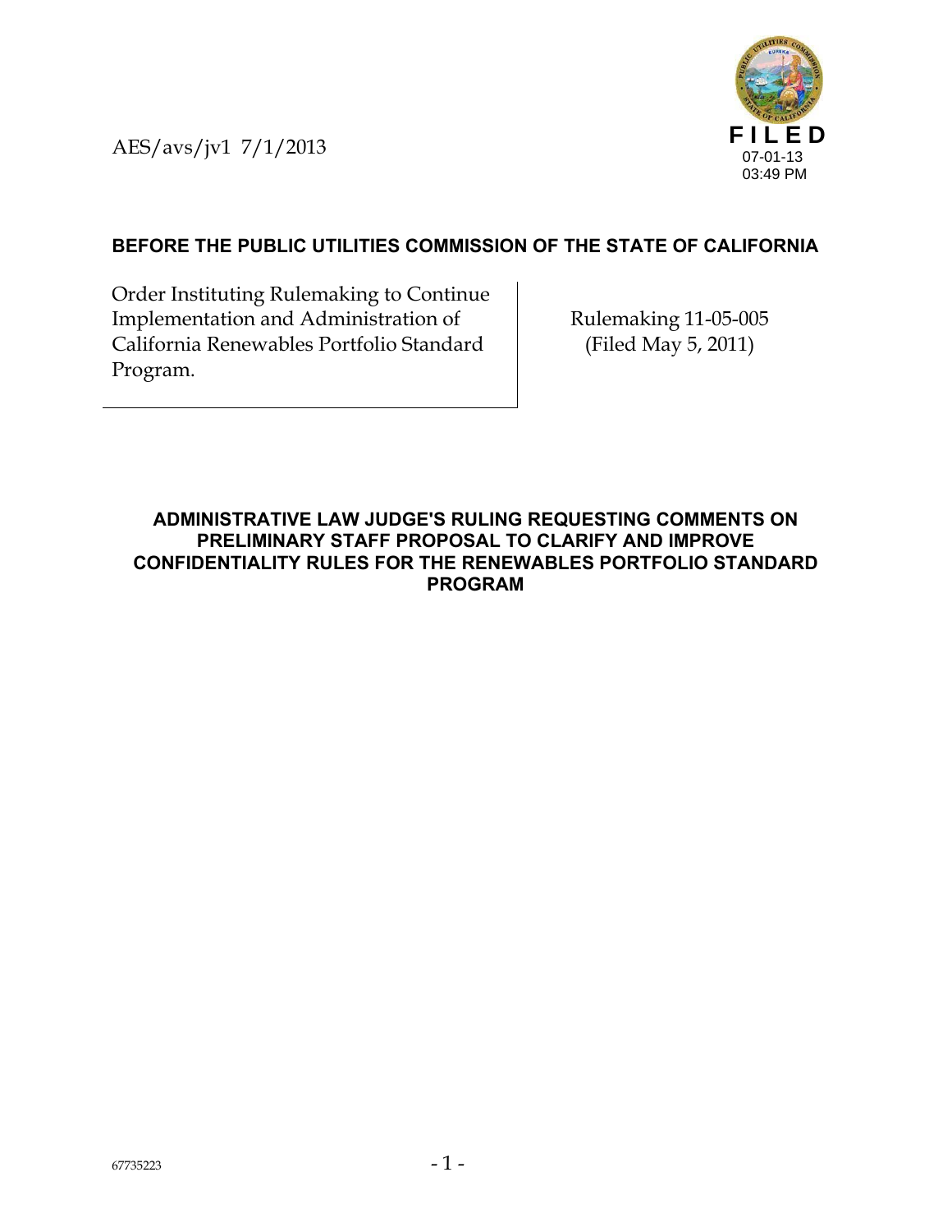AES/avs/jv1 7/1/2013

**FILED**
07-01-13
03:49 PM

**BEFORE THE PUBLIC UTILITIES COMMISSION OF THE STATE OF CALIFORNIA**

| Order Instituting Rulemaking to Continue Implementation and Administration of California Renewables Portfolio Standard Program. | Rulemaking 11-05-005 (Filed May 5, 2011) |
| --- | --- |

**ADMINISTRATIVE LAW JUDGE'S RULING REQUESTING COMMENTS ON PRELIMINARY STAFF PROPOSAL TO CLARIFY AND IMPROVE CONFIDENTIALITY RULES FOR THE RENEWABLES PORTFOLIO STANDARD PROGRAM**

67735223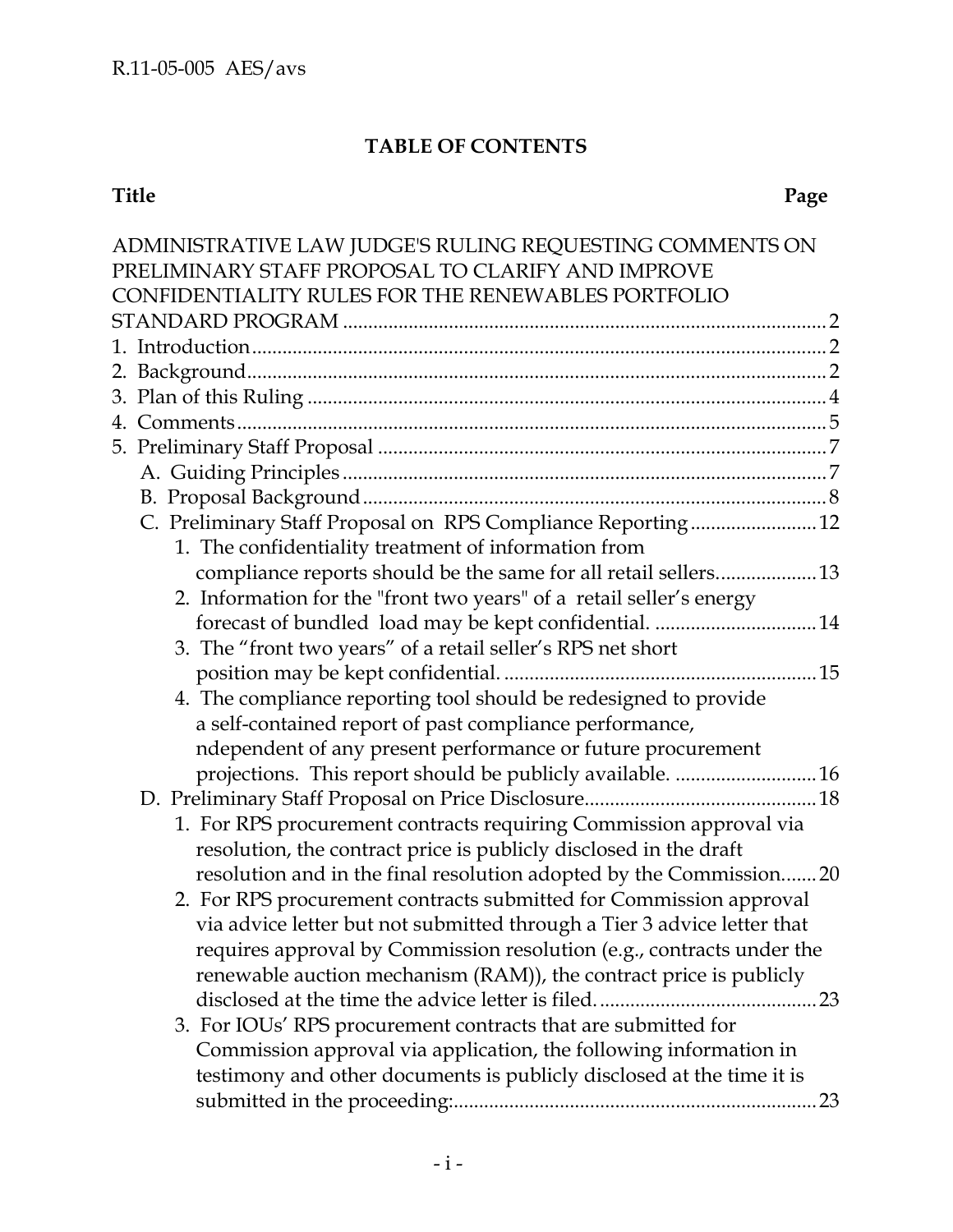## TABLE OF CONTENTS

**Title** **Page**

ADMINISTRATIVE LAW JUDGE'S RULING REQUESTING COMMENTS ON PRELIMINARY STAFF PROPOSAL TO CLARIFY AND IMPROVE CONFIDENTIALITY RULES FOR THE RENEWABLES PORTFOLIO STANDARD PROGRAM ....... 2

1. Introduction ....... 2
2. Background ....... 2
3. Plan of this Ruling ....... 4
4. Comments ....... 5
5. Preliminary Staff Proposal ....... 7
   - A. Guiding Principles ....... 7
   - B. Proposal Background ....... 8
   - C. Preliminary Staff Proposal on RPS Compliance Reporting ....... 12
     1. The confidentiality treatment of information from compliance reports should be the same for all retail sellers. ....... 13
     2. Information for the "front two years" of a retail seller's energy forecast of bundled load may be kept confidential. ....... 14
     3. The "front two years" of a retail seller's RPS net short position may be kept confidential. ....... 15
     4. The compliance reporting tool should be redesigned to provide a self-contained report of past compliance performance, ndependent of any present performance or future procurement projections. This report should be publicly available. ....... 16
   - D. Preliminary Staff Proposal on Price Disclosure ....... 18
     1. For RPS procurement contracts requiring Commission approval via resolution, the contract price is publicly disclosed in the draft resolution and in the final resolution adopted by the Commission ....... 20
     2. For RPS procurement contracts submitted for Commission approval via advice letter but not submitted through a Tier 3 advice letter that requires approval by Commission resolution (e.g., contracts under the renewable auction mechanism (RAM)), the contract price is publicly disclosed at the time the advice letter is filed. ....... 23
     3. For IOUs' RPS procurement contracts that are submitted for Commission approval via application, the following information in testimony and other documents is publicly disclosed at the time it is submitted in the proceeding: ....... 23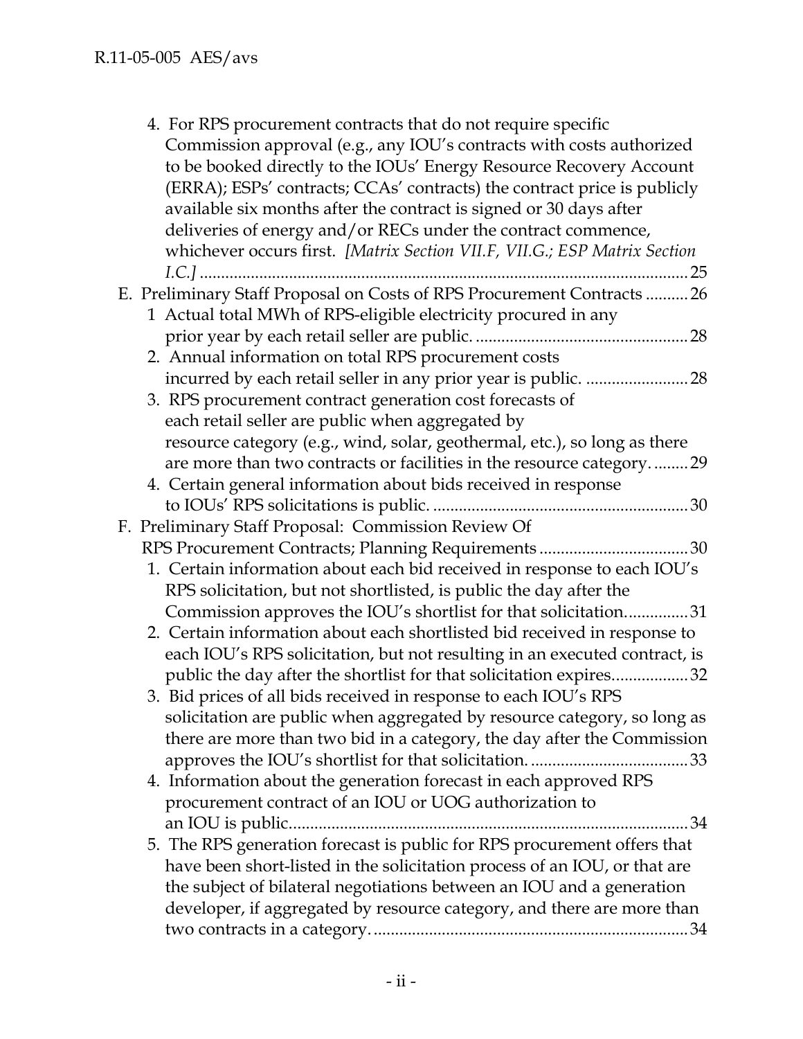4. For RPS procurement contracts that do not require specific Commission approval (e.g., any IOU's contracts with costs authorized to be booked directly to the IOUs' Energy Resource Recovery Account (ERRA); ESPs' contracts; CCAs' contracts) the contract price is publicly available six months after the contract is signed or 30 days after deliveries of energy and/or RECs under the contract commence, whichever occurs first. *[Matrix Section VII.F, VII.G.; ESP Matrix Section I.C.]* .......... 25

E. Preliminary Staff Proposal on Costs of RPS Procurement Contracts .......... 26

1 Actual total MWh of RPS-eligible electricity procured in any prior year by each retail seller are public. .......... 28

2. Annual information on total RPS procurement costs incurred by each retail seller in any prior year is public. .......... 28

3. RPS procurement contract generation cost forecasts of each retail seller are public when aggregated by resource category (e.g., wind, solar, geothermal, etc.), so long as there are more than two contracts or facilities in the resource category. .......... 29

4. Certain general information about bids received in response to IOUs' RPS solicitations is public. .......... 30

F. Preliminary Staff Proposal: Commission Review Of RPS Procurement Contracts; Planning Requirements .......... 30

1. Certain information about each bid received in response to each IOU's RPS solicitation, but not shortlisted, is public the day after the Commission approves the IOU's shortlist for that solicitation. .......... 31

2. Certain information about each shortlisted bid received in response to each IOU's RPS solicitation, but not resulting in an executed contract, is public the day after the shortlist for that solicitation expires. .......... 32

3. Bid prices of all bids received in response to each IOU's RPS solicitation are public when aggregated by resource category, so long as there are more than two bid in a category, the day after the Commission approves the IOU's shortlist for that solicitation. .......... 33

4. Information about the generation forecast in each approved RPS procurement contract of an IOU or UOG authorization to an IOU is public. .......... 34

5. The RPS generation forecast is public for RPS procurement offers that have been short-listed in the solicitation process of an IOU, or that are the subject of bilateral negotiations between an IOU and a generation developer, if aggregated by resource category, and there are more than two contracts in a category. .......... 34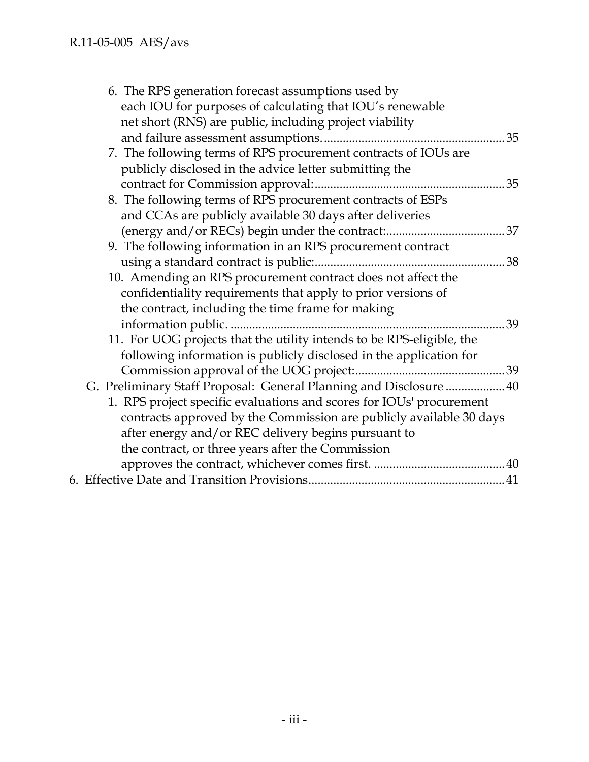6. The RPS generation forecast assumptions used by each IOU for purposes of calculating that IOU's renewable net short (RNS) are public, including project viability and failure assessment assumptions. .......... 35
7. The following terms of RPS procurement contracts of IOUs are publicly disclosed in the advice letter submitting the contract for Commission approval: .......... 35
8. The following terms of RPS procurement contracts of ESPs and CCAs are publicly available 30 days after deliveries (energy and/or RECs) begin under the contract: .......... 37
9. The following information in an RPS procurement contract using a standard contract is public: .......... 38
10. Amending an RPS procurement contract does not affect the confidentiality requirements that apply to prior versions of the contract, including the time frame for making information public. .......... 39
11. For UOG projects that the utility intends to be RPS-eligible, the following information is publicly disclosed in the application for Commission approval of the UOG project: .......... 39

G. Preliminary Staff Proposal: General Planning and Disclosure .......... 40

1. RPS project specific evaluations and scores for IOUs' procurement contracts approved by the Commission are publicly available 30 days after energy and/or REC delivery begins pursuant to the contract, or three years after the Commission approves the contract, whichever comes first. .......... 40

6. Effective Date and Transition Provisions .......... 41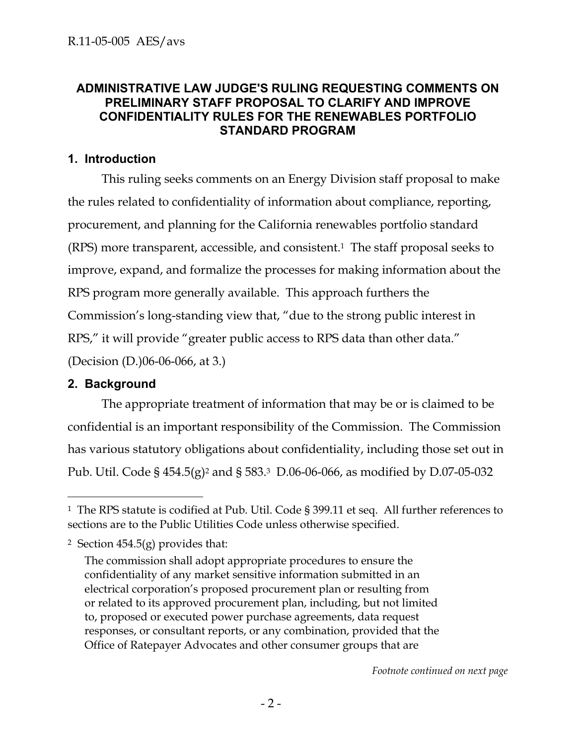# ADMINISTRATIVE LAW JUDGE'S RULING REQUESTING COMMENTS ON PRELIMINARY STAFF PROPOSAL TO CLARIFY AND IMPROVE CONFIDENTIALITY RULES FOR THE RENEWABLES PORTFOLIO STANDARD PROGRAM

## 1. Introduction

This ruling seeks comments on an Energy Division staff proposal to make the rules related to confidentiality of information about compliance, reporting, procurement, and planning for the California renewables portfolio standard (RPS) more transparent, accessible, and consistent.[1] The staff proposal seeks to improve, expand, and formalize the processes for making information about the RPS program more generally available. This approach furthers the Commission's long-standing view that, "due to the strong public interest in RPS," it will provide "greater public access to RPS data than other data." (Decision (D.)06-06-066, at 3.)

## 2. Background

The appropriate treatment of information that may be or is claimed to be confidential is an important responsibility of the Commission. The Commission has various statutory obligations about confidentiality, including those set out in Pub. Util. Code § 454.5(g)[2] and § 583.[3] D.06-06-066, as modified by D.07-05-032

---

[1] The RPS statute is codified at Pub. Util. Code § 399.11 et seq. All further references to sections are to the Public Utilities Code unless otherwise specified.

[2] Section 454.5(g) provides that:

> The commission shall adopt appropriate procedures to ensure the confidentiality of any market sensitive information submitted in an electrical corporation's proposed procurement plan or resulting from or related to its approved procurement plan, including, but not limited to, proposed or executed power purchase agreements, data request responses, or consultant reports, or any combination, provided that the Office of Ratepayer Advocates and other consumer groups that are

*Footnote continued on next page*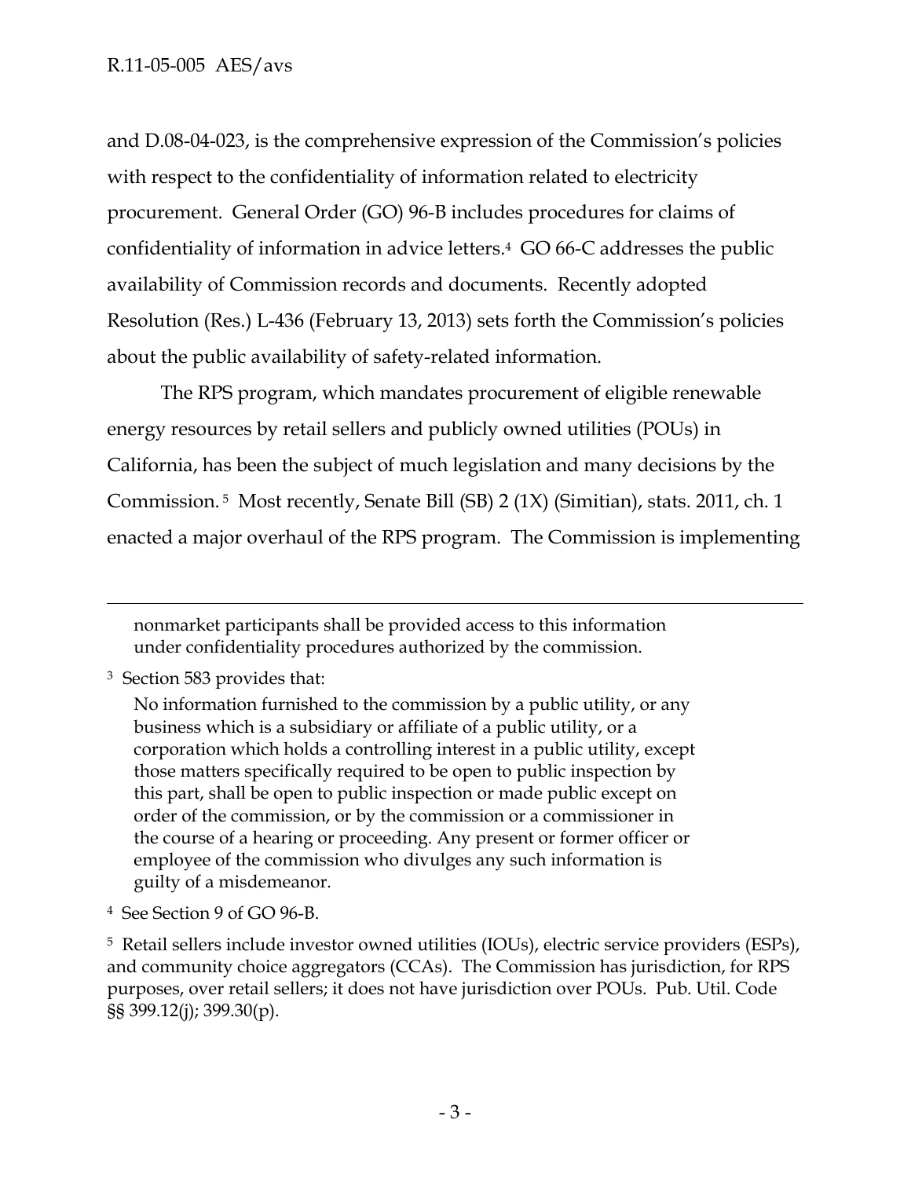and D.08-04-023, is the comprehensive expression of the Commission's policies with respect to the confidentiality of information related to electricity procurement. General Order (GO) 96-B includes procedures for claims of confidentiality of information in advice letters.[4] GO 66-C addresses the public availability of Commission records and documents. Recently adopted Resolution (Res.) L-436 (February 13, 2013) sets forth the Commission's policies about the public availability of safety-related information.

The RPS program, which mandates procurement of eligible renewable energy resources by retail sellers and publicly owned utilities (POUs) in California, has been the subject of much legislation and many decisions by the Commission.[5] Most recently, Senate Bill (SB) 2 (1X) (Simitian), stats. 2011, ch. 1 enacted a major overhaul of the RPS program. The Commission is implementing

---

> nonmarket participants shall be provided access to this information under confidentiality procedures authorized by the commission.

[3] Section 583 provides that:

> No information furnished to the commission by a public utility, or any business which is a subsidiary or affiliate of a public utility, or a corporation which holds a controlling interest in a public utility, except those matters specifically required to be open to public inspection by this part, shall be open to public inspection or made public except on order of the commission, or by the commission or a commissioner in the course of a hearing or proceeding. Any present or former officer or employee of the commission who divulges any such information is guilty of a misdemeanor.

[4] See Section 9 of GO 96-B.

[5] Retail sellers include investor owned utilities (IOUs), electric service providers (ESPs), and community choice aggregators (CCAs). The Commission has jurisdiction, for RPS purposes, over retail sellers; it does not have jurisdiction over POUs. Pub. Util. Code §§ 399.12(j); 399.30(p).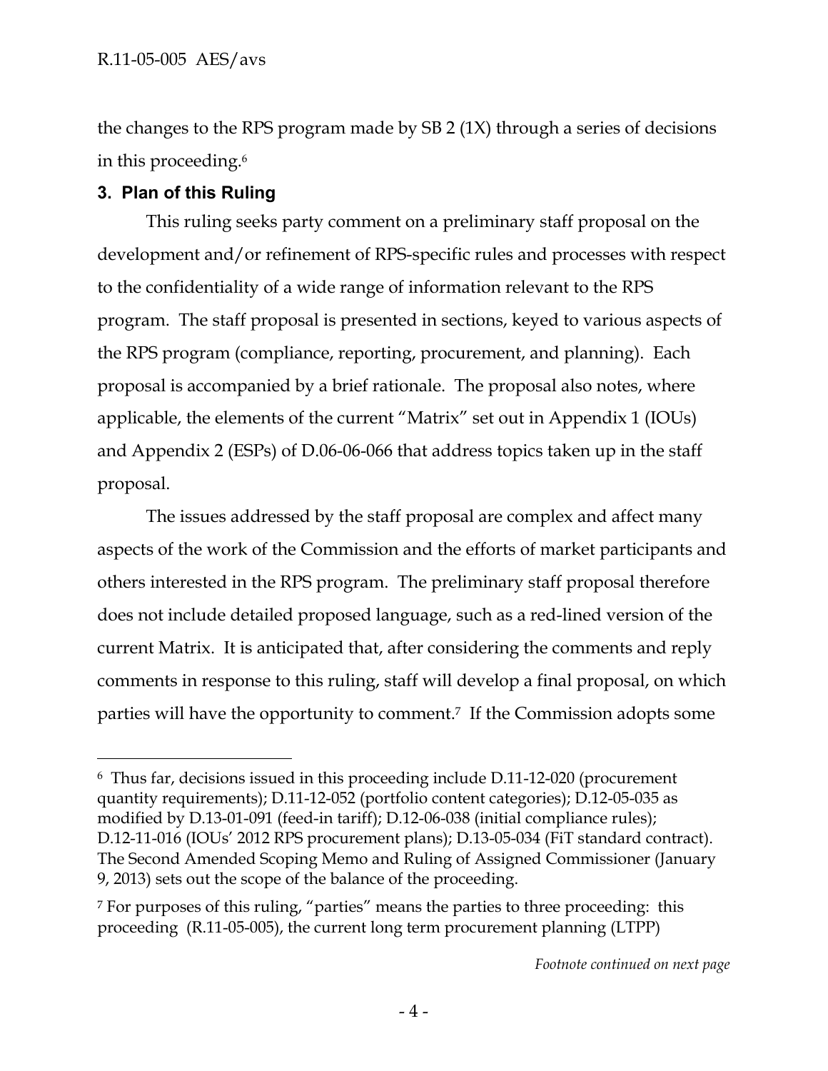the changes to the RPS program made by SB 2 (1X) through a series of decisions in this proceeding.[6]

## 3. Plan of this Ruling

This ruling seeks party comment on a preliminary staff proposal on the development and/or refinement of RPS-specific rules and processes with respect to the confidentiality of a wide range of information relevant to the RPS program. The staff proposal is presented in sections, keyed to various aspects of the RPS program (compliance, reporting, procurement, and planning). Each proposal is accompanied by a brief rationale. The proposal also notes, where applicable, the elements of the current "Matrix" set out in Appendix 1 (IOUs) and Appendix 2 (ESPs) of D.06-06-066 that address topics taken up in the staff proposal.

The issues addressed by the staff proposal are complex and affect many aspects of the work of the Commission and the efforts of market participants and others interested in the RPS program. The preliminary staff proposal therefore does not include detailed proposed language, such as a red-lined version of the current Matrix. It is anticipated that, after considering the comments and reply comments in response to this ruling, staff will develop a final proposal, on which parties will have the opportunity to comment.[7] If the Commission adopts some

---

[6] Thus far, decisions issued in this proceeding include D.11-12-020 (procurement quantity requirements); D.11-12-052 (portfolio content categories); D.12-05-035 as modified by D.13-01-091 (feed-in tariff); D.12-06-038 (initial compliance rules); D.12-11-016 (IOUs' 2012 RPS procurement plans); D.13-05-034 (FiT standard contract). The Second Amended Scoping Memo and Ruling of Assigned Commissioner (January 9, 2013) sets out the scope of the balance of the proceeding.

[7] For purposes of this ruling, "parties" means the parties to three proceeding: this proceeding (R.11-05-005), the current long term procurement planning (LTPP)

*Footnote continued on next page*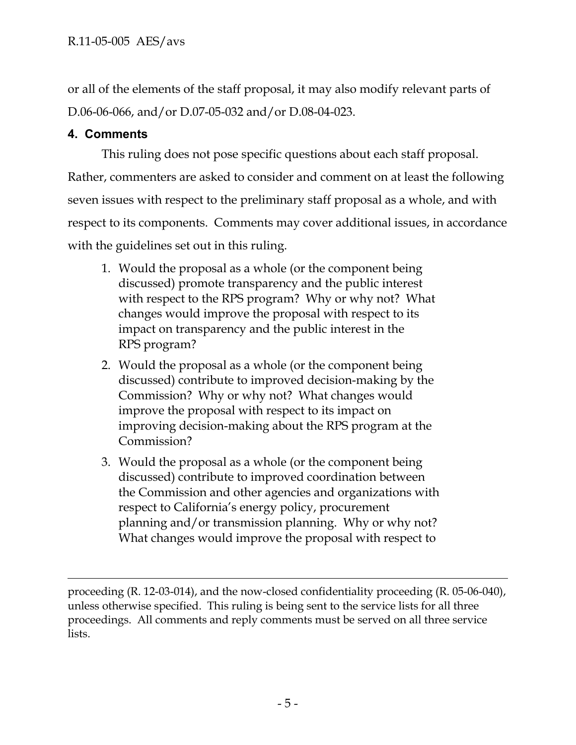or all of the elements of the staff proposal, it may also modify relevant parts of D.06-06-066, and/or D.07-05-032 and/or D.08-04-023.

## 4. Comments

This ruling does not pose specific questions about each staff proposal. Rather, commenters are asked to consider and comment on at least the following seven issues with respect to the preliminary staff proposal as a whole, and with respect to its components. Comments may cover additional issues, in accordance with the guidelines set out in this ruling.

1. Would the proposal as a whole (or the component being discussed) promote transparency and the public interest with respect to the RPS program? Why or why not? What changes would improve the proposal with respect to its impact on transparency and the public interest in the RPS program?
2. Would the proposal as a whole (or the component being discussed) contribute to improved decision-making by the Commission? Why or why not? What changes would improve the proposal with respect to its impact on improving decision-making about the RPS program at the Commission?
3. Would the proposal as a whole (or the component being discussed) contribute to improved coordination between the Commission and other agencies and organizations with respect to California's energy policy, procurement planning and/or transmission planning. Why or why not? What changes would improve the proposal with respect to

---

proceeding (R. 12-03-014), and the now-closed confidentiality proceeding (R. 05-06-040), unless otherwise specified. This ruling is being sent to the service lists for all three proceedings. All comments and reply comments must be served on all three service lists.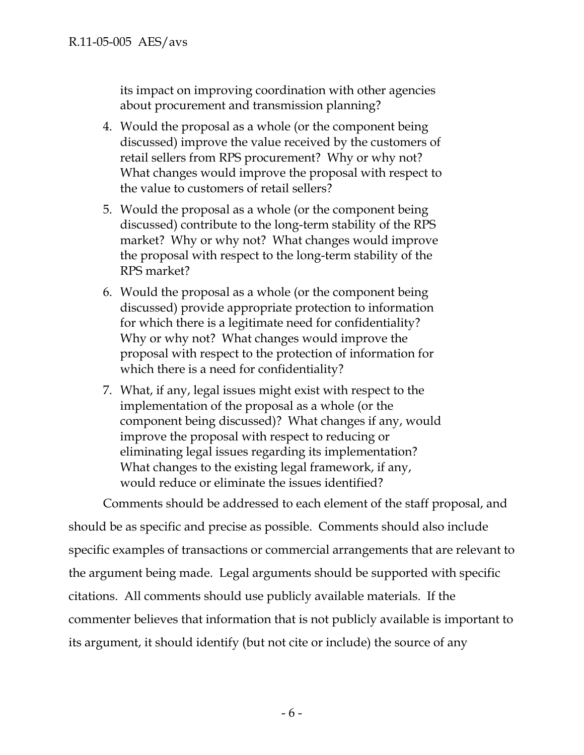its impact on improving coordination with other agencies about procurement and transmission planning?

4. Would the proposal as a whole (or the component being discussed) improve the value received by the customers of retail sellers from RPS procurement? Why or why not? What changes would improve the proposal with respect to the value to customers of retail sellers?
5. Would the proposal as a whole (or the component being discussed) contribute to the long-term stability of the RPS market? Why or why not? What changes would improve the proposal with respect to the long-term stability of the RPS market?
6. Would the proposal as a whole (or the component being discussed) provide appropriate protection to information for which there is a legitimate need for confidentiality? Why or why not? What changes would improve the proposal with respect to the protection of information for which there is a need for confidentiality?
7. What, if any, legal issues might exist with respect to the implementation of the proposal as a whole (or the component being discussed)? What changes if any, would improve the proposal with respect to reducing or eliminating legal issues regarding its implementation? What changes to the existing legal framework, if any, would reduce or eliminate the issues identified?

Comments should be addressed to each element of the staff proposal, and should be as specific and precise as possible. Comments should also include specific examples of transactions or commercial arrangements that are relevant to the argument being made. Legal arguments should be supported with specific citations. All comments should use publicly available materials. If the commenter believes that information that is not publicly available is important to its argument, it should identify (but not cite or include) the source of any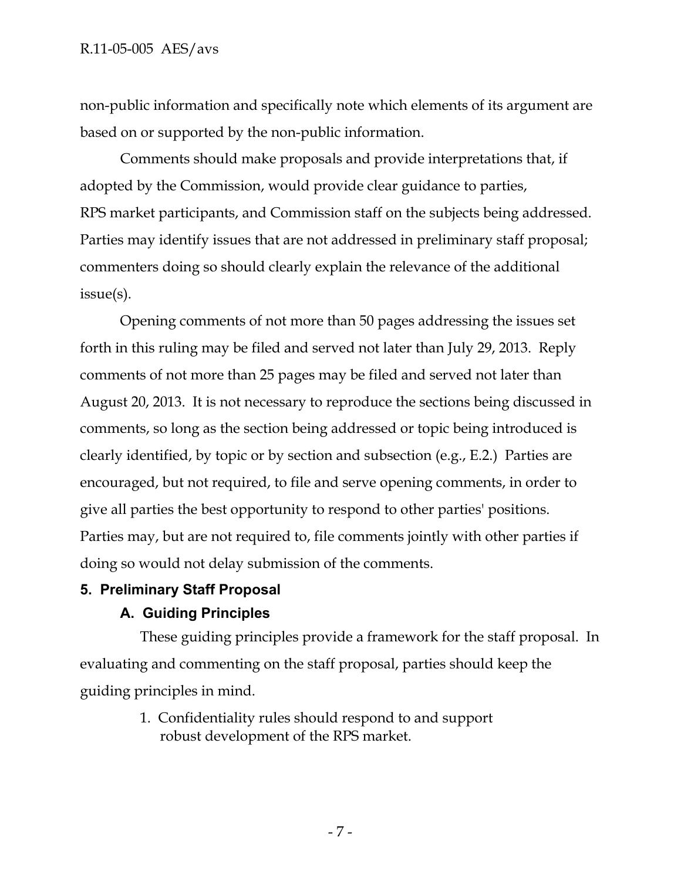non-public information and specifically note which elements of its argument are based on or supported by the non-public information.

Comments should make proposals and provide interpretations that, if adopted by the Commission, would provide clear guidance to parties, RPS market participants, and Commission staff on the subjects being addressed. Parties may identify issues that are not addressed in preliminary staff proposal; commenters doing so should clearly explain the relevance of the additional issue(s).

Opening comments of not more than 50 pages addressing the issues set forth in this ruling may be filed and served not later than July 29, 2013. Reply comments of not more than 25 pages may be filed and served not later than August 20, 2013. It is not necessary to reproduce the sections being discussed in comments, so long as the section being addressed or topic being introduced is clearly identified, by topic or by section and subsection (e.g., E.2.) Parties are encouraged, but not required, to file and serve opening comments, in order to give all parties the best opportunity to respond to other parties' positions. Parties may, but are not required to, file comments jointly with other parties if doing so would not delay submission of the comments.

## 5. Preliminary Staff Proposal

### A. Guiding Principles

These guiding principles provide a framework for the staff proposal. In evaluating and commenting on the staff proposal, parties should keep the guiding principles in mind.

1. Confidentiality rules should respond to and support robust development of the RPS market.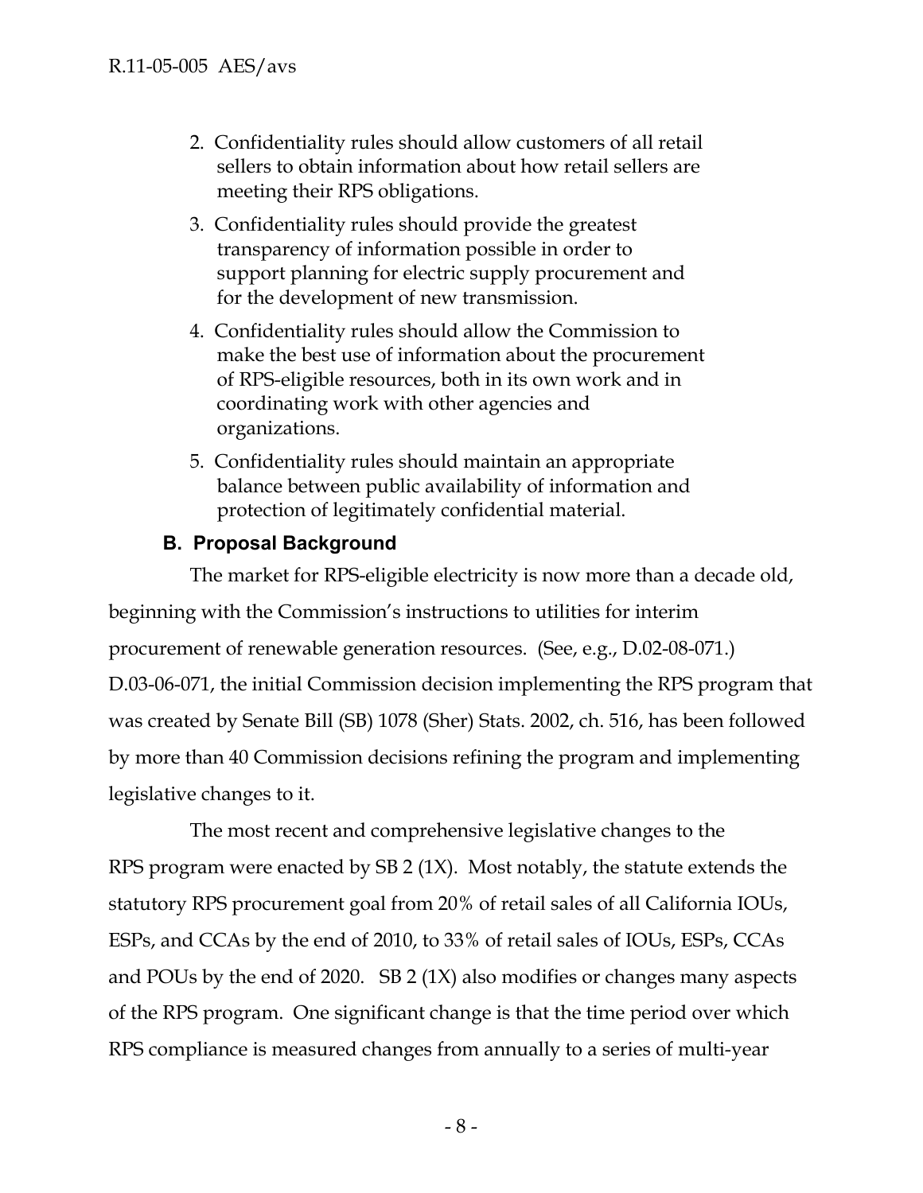2. Confidentiality rules should allow customers of all retail sellers to obtain information about how retail sellers are meeting their RPS obligations.
3. Confidentiality rules should provide the greatest transparency of information possible in order to support planning for electric supply procurement and for the development of new transmission.
4. Confidentiality rules should allow the Commission to make the best use of information about the procurement of RPS-eligible resources, both in its own work and in coordinating work with other agencies and organizations.
5. Confidentiality rules should maintain an appropriate balance between public availability of information and protection of legitimately confidential material.

### B. Proposal Background

The market for RPS-eligible electricity is now more than a decade old, beginning with the Commission's instructions to utilities for interim procurement of renewable generation resources. (See, e.g., D.02-08-071.) D.03-06-071, the initial Commission decision implementing the RPS program that was created by Senate Bill (SB) 1078 (Sher) Stats. 2002, ch. 516, has been followed by more than 40 Commission decisions refining the program and implementing legislative changes to it.

The most recent and comprehensive legislative changes to the RPS program were enacted by SB 2 (1X). Most notably, the statute extends the statutory RPS procurement goal from 20% of retail sales of all California IOUs, ESPs, and CCAs by the end of 2010, to 33% of retail sales of IOUs, ESPs, CCAs and POUs by the end of 2020. SB 2 (1X) also modifies or changes many aspects of the RPS program. One significant change is that the time period over which RPS compliance is measured changes from annually to a series of multi-year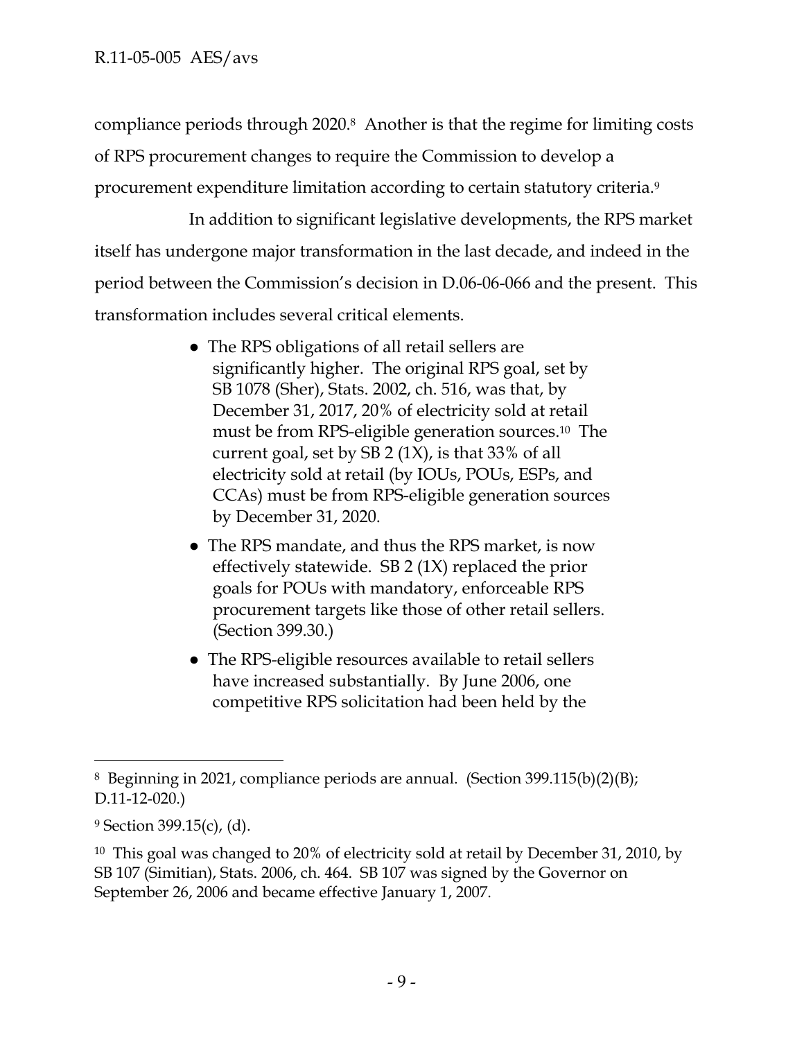compliance periods through 2020.[8] Another is that the regime for limiting costs of RPS procurement changes to require the Commission to develop a procurement expenditure limitation according to certain statutory criteria.[9]

In addition to significant legislative developments, the RPS market itself has undergone major transformation in the last decade, and indeed in the period between the Commission's decision in D.06-06-066 and the present. This transformation includes several critical elements.

- The RPS obligations of all retail sellers are significantly higher. The original RPS goal, set by SB 1078 (Sher), Stats. 2002, ch. 516, was that, by December 31, 2017, 20% of electricity sold at retail must be from RPS-eligible generation sources.[10] The current goal, set by SB 2 (1X), is that 33% of all electricity sold at retail (by IOUs, POUs, ESPs, and CCAs) must be from RPS-eligible generation sources by December 31, 2020.
- The RPS mandate, and thus the RPS market, is now effectively statewide. SB 2 (1X) replaced the prior goals for POUs with mandatory, enforceable RPS procurement targets like those of other retail sellers. (Section 399.30.)
- The RPS-eligible resources available to retail sellers have increased substantially. By June 2006, one competitive RPS solicitation had been held by the

---

[8] Beginning in 2021, compliance periods are annual. (Section 399.115(b)(2)(B); D.11-12-020.)

[9] Section 399.15(c), (d).

[10] This goal was changed to 20% of electricity sold at retail by December 31, 2010, by SB 107 (Simitian), Stats. 2006, ch. 464. SB 107 was signed by the Governor on September 26, 2006 and became effective January 1, 2007.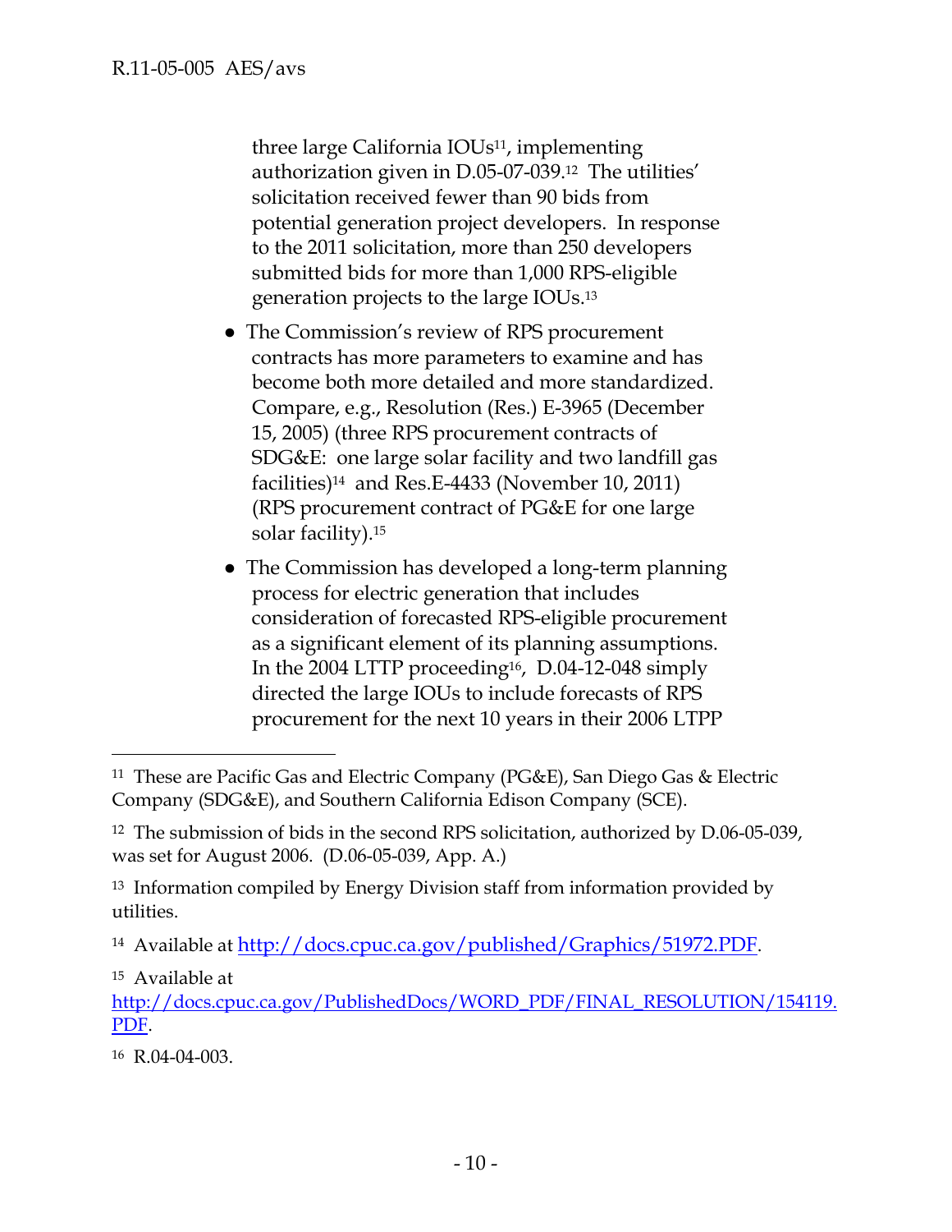three large California IOUs[11], implementing authorization given in D.05-07-039.[12] The utilities' solicitation received fewer than 90 bids from potential generation project developers. In response to the 2011 solicitation, more than 250 developers submitted bids for more than 1,000 RPS-eligible generation projects to the large IOUs.[13]

- The Commission's review of RPS procurement contracts has more parameters to examine and has become both more detailed and more standardized. Compare, e.g., Resolution (Res.) E-3965 (December 15, 2005) (three RPS procurement contracts of SDG&E: one large solar facility and two landfill gas facilities)[14] and Res.E-4433 (November 10, 2011) (RPS procurement contract of PG&E for one large solar facility).[15]

- The Commission has developed a long-term planning process for electric generation that includes consideration of forecasted RPS-eligible procurement as a significant element of its planning assumptions. In the 2004 LTTP proceeding[16], D.04-12-048 simply directed the large IOUs to include forecasts of RPS procurement for the next 10 years in their 2006 LTPP

---

[11] These are Pacific Gas and Electric Company (PG&E), San Diego Gas & Electric Company (SDG&E), and Southern California Edison Company (SCE).

[12] The submission of bids in the second RPS solicitation, authorized by D.06-05-039, was set for August 2006. (D.06-05-039, App. A.)

[13] Information compiled by Energy Division staff from information provided by utilities.

[14] Available at http://docs.cpuc.ca.gov/published/Graphics/51972.PDF.

[15] Available at http://docs.cpuc.ca.gov/PublishedDocs/WORD_PDF/FINAL_RESOLUTION/154119.PDF.

[16] R.04-04-003.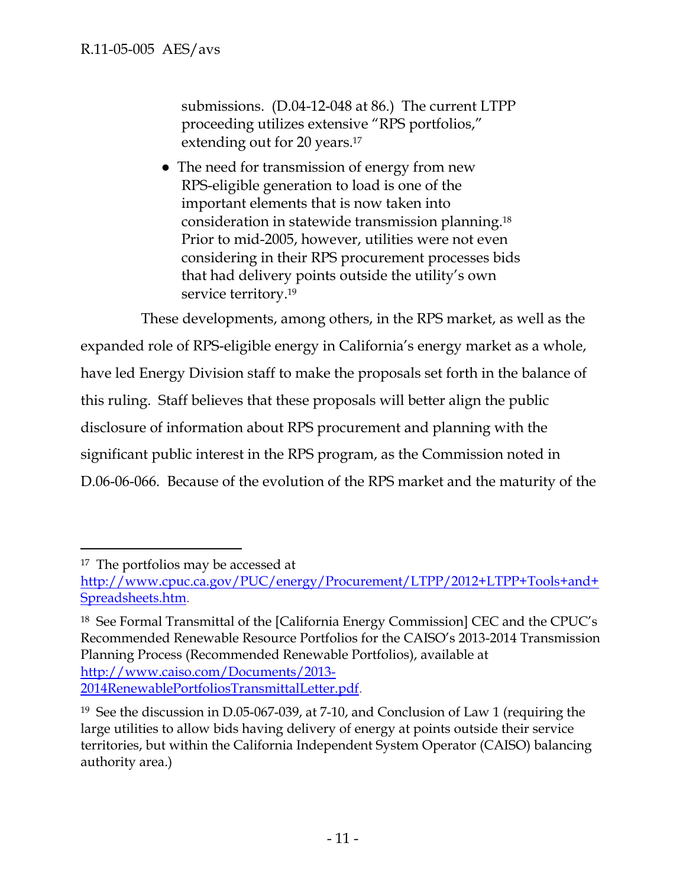submissions. (D.04-12-048 at 86.) The current LTPP proceeding utilizes extensive "RPS portfolios," extending out for 20 years.[17]

- The need for transmission of energy from new RPS-eligible generation to load is one of the important elements that is now taken into consideration in statewide transmission planning.[18] Prior to mid-2005, however, utilities were not even considering in their RPS procurement processes bids that had delivery points outside the utility's own service territory.[19]

These developments, among others, in the RPS market, as well as the expanded role of RPS-eligible energy in California's energy market as a whole, have led Energy Division staff to make the proposals set forth in the balance of this ruling. Staff believes that these proposals will better align the public disclosure of information about RPS procurement and planning with the significant public interest in the RPS program, as the Commission noted in D.06-06-066. Because of the evolution of the RPS market and the maturity of the

---

[17] The portfolios may be accessed at http://www.cpuc.ca.gov/PUC/energy/Procurement/LTPP/2012+LTPP+Tools+and+Spreadsheets.htm.

[18] See Formal Transmittal of the [California Energy Commission] CEC and the CPUC's Recommended Renewable Resource Portfolios for the CAISO's 2013-2014 Transmission Planning Process (Recommended Renewable Portfolios), available at http://www.caiso.com/Documents/2013-2014RenewablePortfoliosTransmittalLetter.pdf.

[19] See the discussion in D.05-067-039, at 7-10, and Conclusion of Law 1 (requiring the large utilities to allow bids having delivery of energy at points outside their service territories, but within the California Independent System Operator (CAISO) balancing authority area.)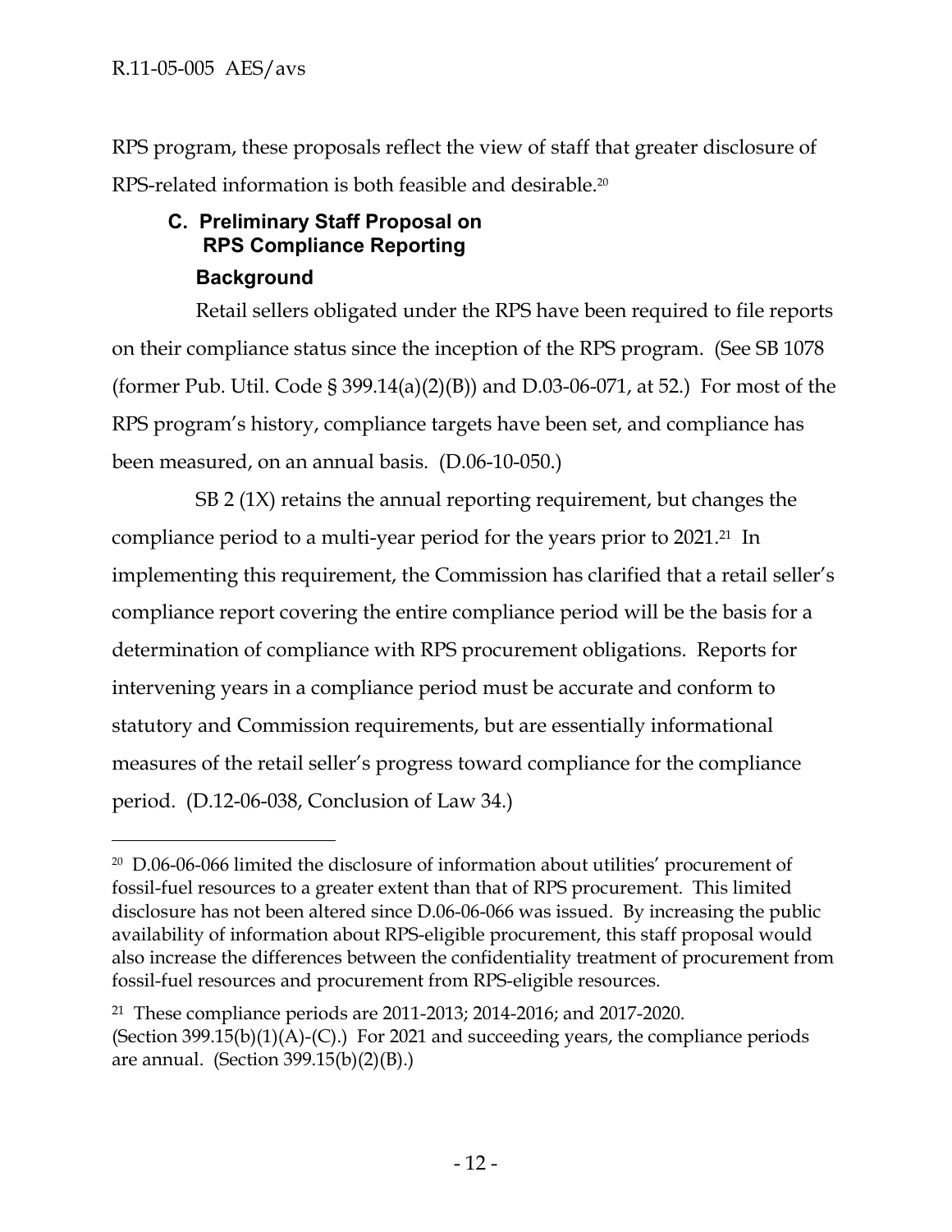RPS program, these proposals reflect the view of staff that greater disclosure of RPS-related information is both feasible and desirable.[20]

### C. Preliminary Staff Proposal on RPS Compliance Reporting

#### Background

Retail sellers obligated under the RPS have been required to file reports on their compliance status since the inception of the RPS program. (See SB 1078 (former Pub. Util. Code § 399.14(a)(2)(B)) and D.03-06-071, at 52.) For most of the RPS program's history, compliance targets have been set, and compliance has been measured, on an annual basis. (D.06-10-050.)

SB 2 (1X) retains the annual reporting requirement, but changes the compliance period to a multi-year period for the years prior to 2021.[21] In implementing this requirement, the Commission has clarified that a retail seller's compliance report covering the entire compliance period will be the basis for a determination of compliance with RPS procurement obligations. Reports for intervening years in a compliance period must be accurate and conform to statutory and Commission requirements, but are essentially informational measures of the retail seller's progress toward compliance for the compliance period. (D.12-06-038, Conclusion of Law 34.)

---

[20] D.06-06-066 limited the disclosure of information about utilities' procurement of fossil-fuel resources to a greater extent than that of RPS procurement. This limited disclosure has not been altered since D.06-06-066 was issued. By increasing the public availability of information about RPS-eligible procurement, this staff proposal would also increase the differences between the confidentiality treatment of procurement from fossil-fuel resources and procurement from RPS-eligible resources.

[21] These compliance periods are 2011-2013; 2014-2016; and 2017-2020. (Section 399.15(b)(1)(A)-(C).) For 2021 and succeeding years, the compliance periods are annual. (Section 399.15(b)(2)(B).)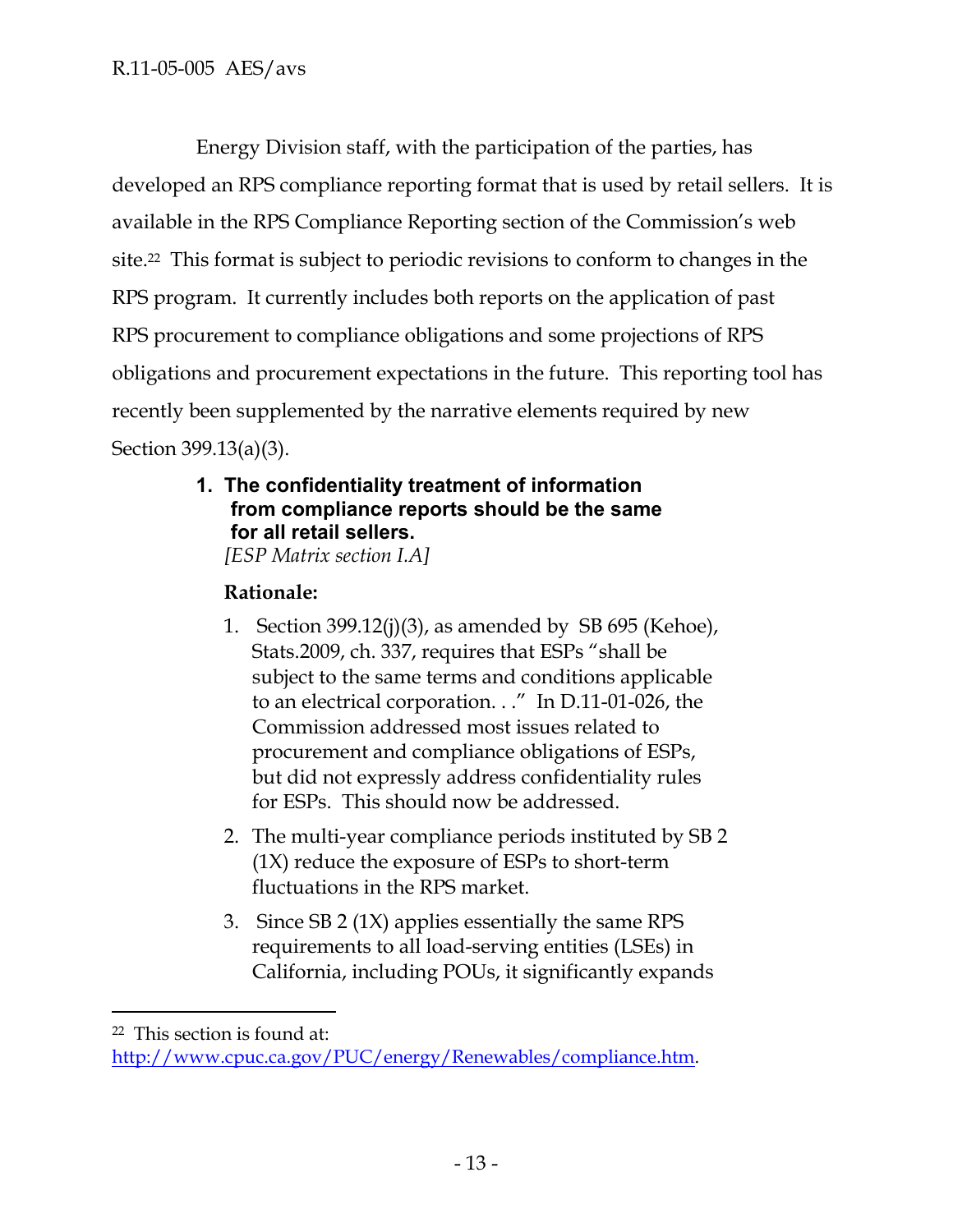Energy Division staff, with the participation of the parties, has developed an RPS compliance reporting format that is used by retail sellers. It is available in the RPS Compliance Reporting section of the Commission's web site.[22] This format is subject to periodic revisions to conform to changes in the RPS program. It currently includes both reports on the application of past RPS procurement to compliance obligations and some projections of RPS obligations and procurement expectations in the future. This reporting tool has recently been supplemented by the narrative elements required by new Section 399.13(a)(3).

### 1. The confidentiality treatment of information from compliance reports should be the same for all retail sellers.

*[ESP Matrix section I.A]*

**Rationale:**

1. Section 399.12(j)(3), as amended by SB 695 (Kehoe), Stats.2009, ch. 337, requires that ESPs "shall be subject to the same terms and conditions applicable to an electrical corporation. . ." In D.11-01-026, the Commission addressed most issues related to procurement and compliance obligations of ESPs, but did not expressly address confidentiality rules for ESPs. This should now be addressed.
2. The multi-year compliance periods instituted by SB 2 (1X) reduce the exposure of ESPs to short-term fluctuations in the RPS market.
3. Since SB 2 (1X) applies essentially the same RPS requirements to all load-serving entities (LSEs) in California, including POUs, it significantly expands

---

[22] This section is found at: http://www.cpuc.ca.gov/PUC/energy/Renewables/compliance.htm.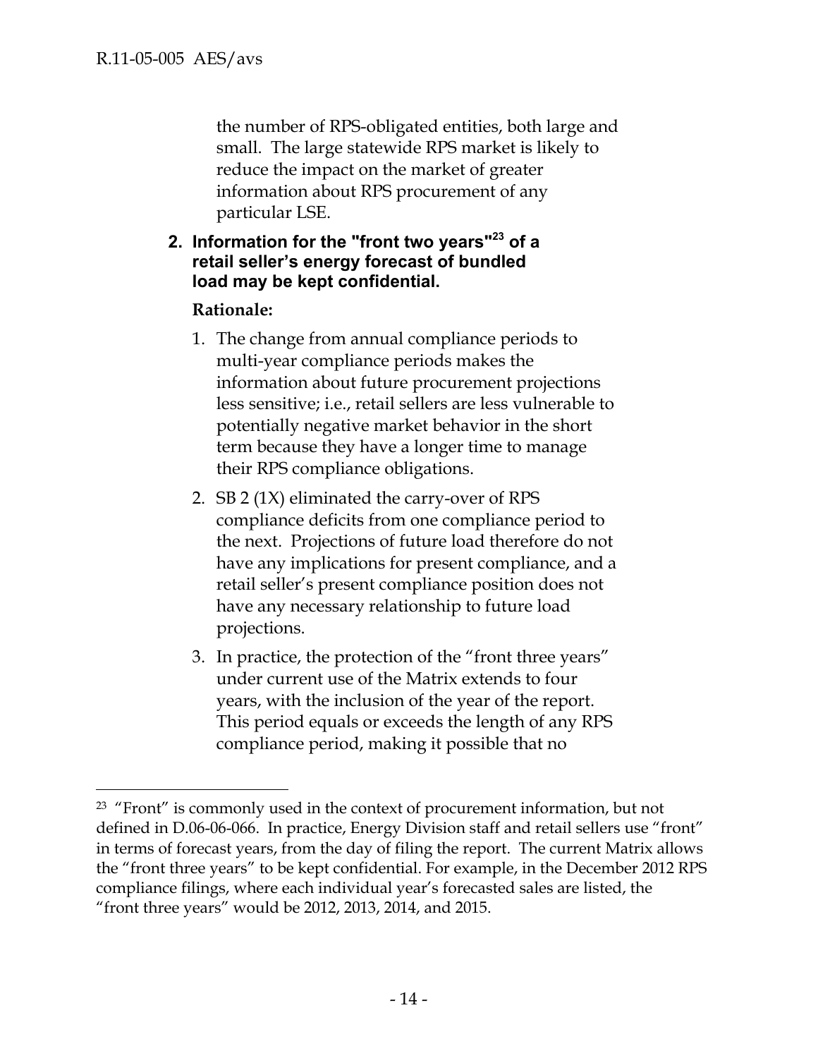the number of RPS-obligated entities, both large and small. The large statewide RPS market is likely to reduce the impact on the market of greater information about RPS procurement of any particular LSE.

**2. Information for the "front two years"[23] of a retail seller's energy forecast of bundled load may be kept confidential.**

**Rationale:**

1. The change from annual compliance periods to multi-year compliance periods makes the information about future procurement projections less sensitive; i.e., retail sellers are less vulnerable to potentially negative market behavior in the short term because they have a longer time to manage their RPS compliance obligations.
2. SB 2 (1X) eliminated the carry-over of RPS compliance deficits from one compliance period to the next. Projections of future load therefore do not have any implications for present compliance, and a retail seller's present compliance position does not have any necessary relationship to future load projections.
3. In practice, the protection of the "front three years" under current use of the Matrix extends to four years, with the inclusion of the year of the report. This period equals or exceeds the length of any RPS compliance period, making it possible that no

---

[23] "Front" is commonly used in the context of procurement information, but not defined in D.06-06-066. In practice, Energy Division staff and retail sellers use "front" in terms of forecast years, from the day of filing the report. The current Matrix allows the "front three years" to be kept confidential. For example, in the December 2012 RPS compliance filings, where each individual year's forecasted sales are listed, the "front three years" would be 2012, 2013, 2014, and 2015.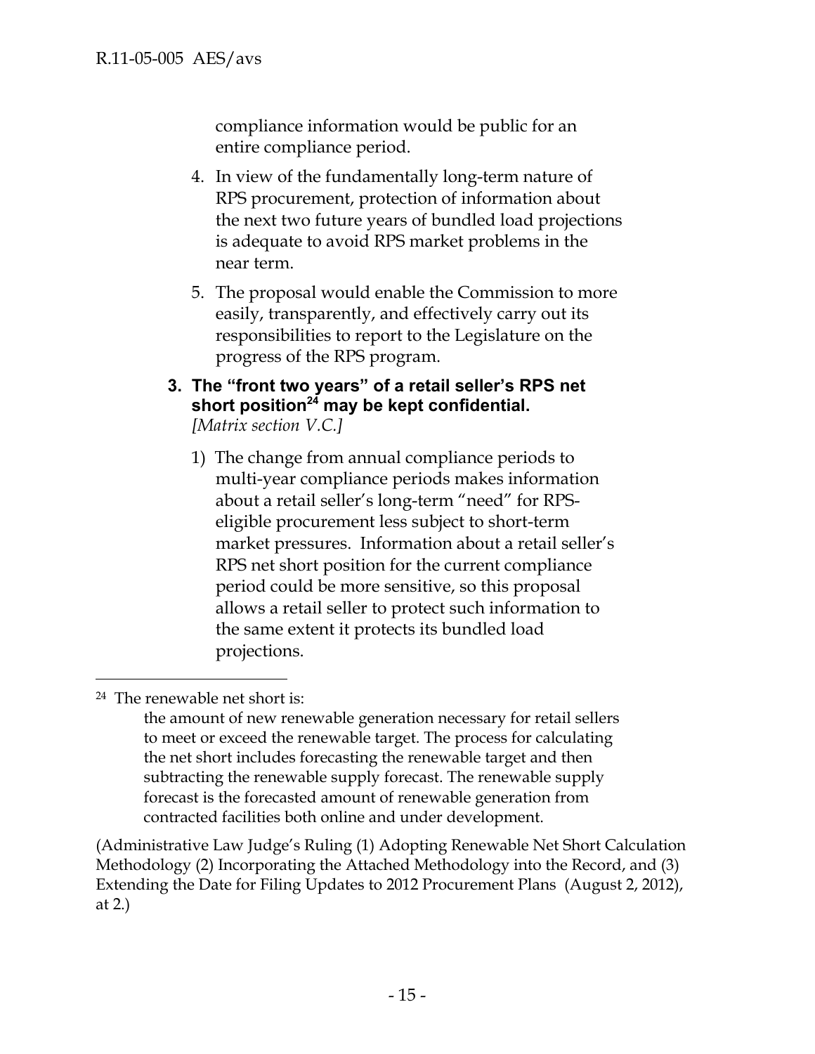compliance information would be public for an entire compliance period.

4. In view of the fundamentally long-term nature of RPS procurement, protection of information about the next two future years of bundled load projections is adequate to avoid RPS market problems in the near term.

5. The proposal would enable the Commission to more easily, transparently, and effectively carry out its responsibilities to report to the Legislature on the progress of the RPS program.

### 3. The "front two years" of a retail seller's RPS net short position[24] may be kept confidential.

*[Matrix section V.C.]*

1) The change from annual compliance periods to multi-year compliance periods makes information about a retail seller's long-term "need" for RPS-eligible procurement less subject to short-term market pressures. Information about a retail seller's RPS net short position for the current compliance period could be more sensitive, so this proposal allows a retail seller to protect such information to the same extent it protects its bundled load projections.

---

[24] The renewable net short is:

> the amount of new renewable generation necessary for retail sellers to meet or exceed the renewable target. The process for calculating the net short includes forecasting the renewable target and then subtracting the renewable supply forecast. The renewable supply forecast is the forecasted amount of renewable generation from contracted facilities both online and under development.

(Administrative Law Judge's Ruling (1) Adopting Renewable Net Short Calculation Methodology (2) Incorporating the Attached Methodology into the Record, and (3) Extending the Date for Filing Updates to 2012 Procurement Plans (August 2, 2012), at 2.)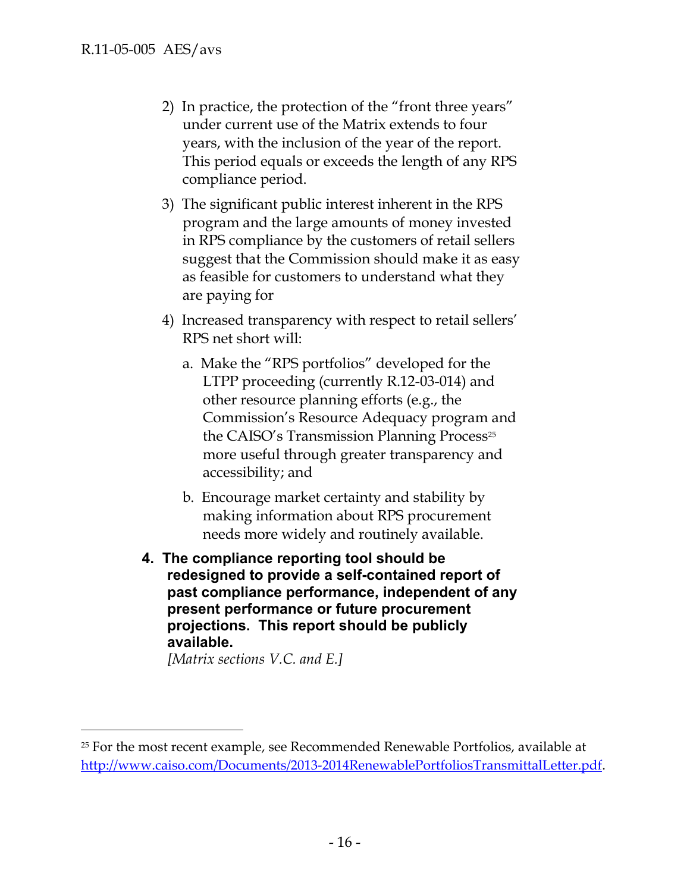2) In practice, the protection of the "front three years" under current use of the Matrix extends to four years, with the inclusion of the year of the report. This period equals or exceeds the length of any RPS compliance period.

3) The significant public interest inherent in the RPS program and the large amounts of money invested in RPS compliance by the customers of retail sellers suggest that the Commission should make it as easy as feasible for customers to understand what they are paying for

4) Increased transparency with respect to retail sellers' RPS net short will:

   a. Make the "RPS portfolios" developed for the LTPP proceeding (currently R.12-03-014) and other resource planning efforts (e.g., the Commission's Resource Adequacy program and the CAISO's Transmission Planning Process[25] more useful through greater transparency and accessibility; and

   b. Encourage market certainty and stability by making information about RPS procurement needs more widely and routinely available.

**4. The compliance reporting tool should be redesigned to provide a self-contained report of past compliance performance, independent of any present performance or future procurement projections. This report should be publicly available.**
*[Matrix sections V.C. and E.]*

---

[25] For the most recent example, see Recommended Renewable Portfolios, available at http://www.caiso.com/Documents/2013-2014RenewablePortfoliosTransmittalLetter.pdf.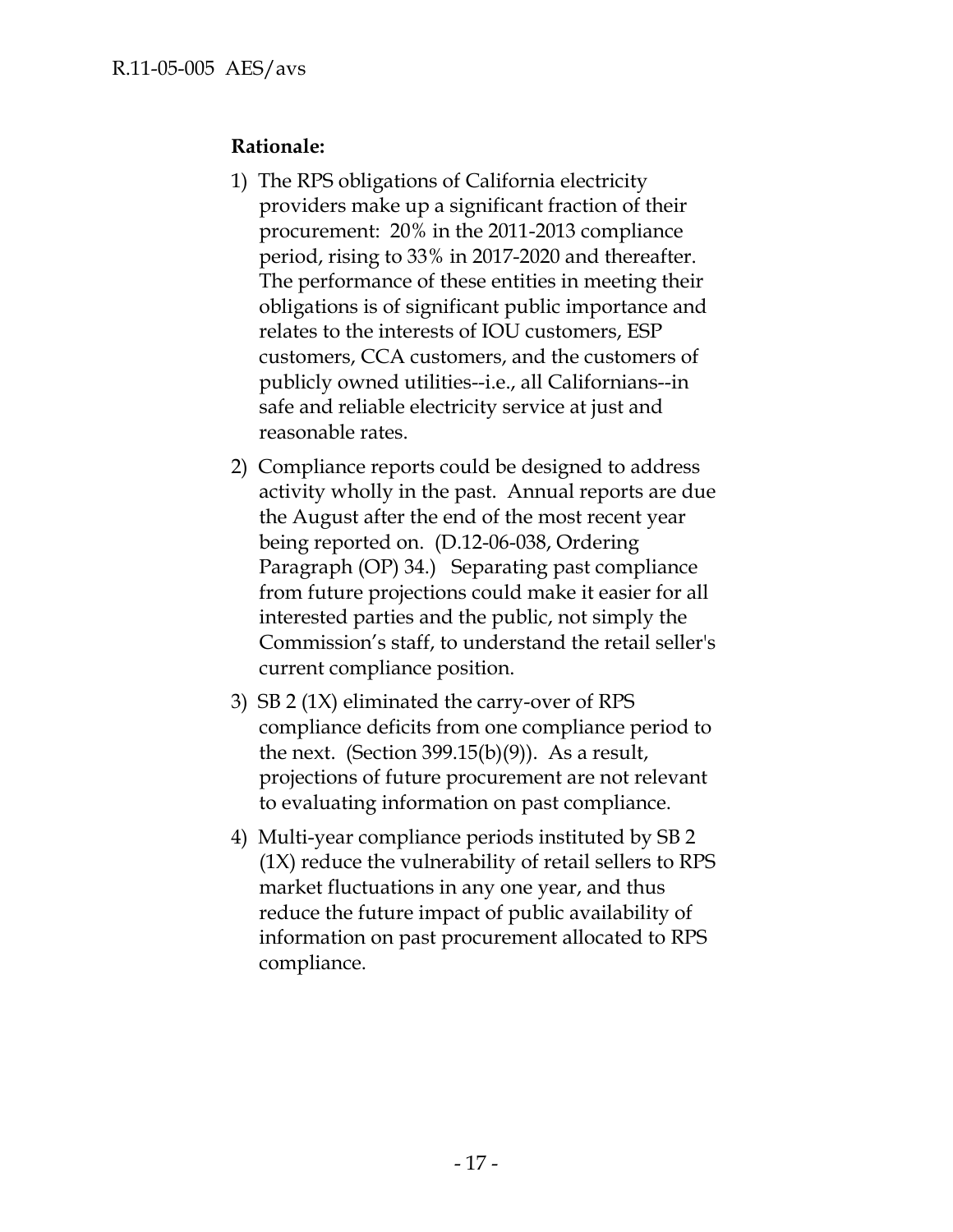**Rationale:**

1) The RPS obligations of California electricity providers make up a significant fraction of their procurement: 20% in the 2011-2013 compliance period, rising to 33% in 2017-2020 and thereafter. The performance of these entities in meeting their obligations is of significant public importance and relates to the interests of IOU customers, ESP customers, CCA customers, and the customers of publicly owned utilities--i.e., all Californians--in safe and reliable electricity service at just and reasonable rates.

2) Compliance reports could be designed to address activity wholly in the past. Annual reports are due the August after the end of the most recent year being reported on. (D.12-06-038, Ordering Paragraph (OP) 34.) Separating past compliance from future projections could make it easier for all interested parties and the public, not simply the Commission's staff, to understand the retail seller's current compliance position.

3) SB 2 (1X) eliminated the carry-over of RPS compliance deficits from one compliance period to the next. (Section 399.15(b)(9)). As a result, projections of future procurement are not relevant to evaluating information on past compliance.

4) Multi-year compliance periods instituted by SB 2 (1X) reduce the vulnerability of retail sellers to RPS market fluctuations in any one year, and thus reduce the future impact of public availability of information on past procurement allocated to RPS compliance.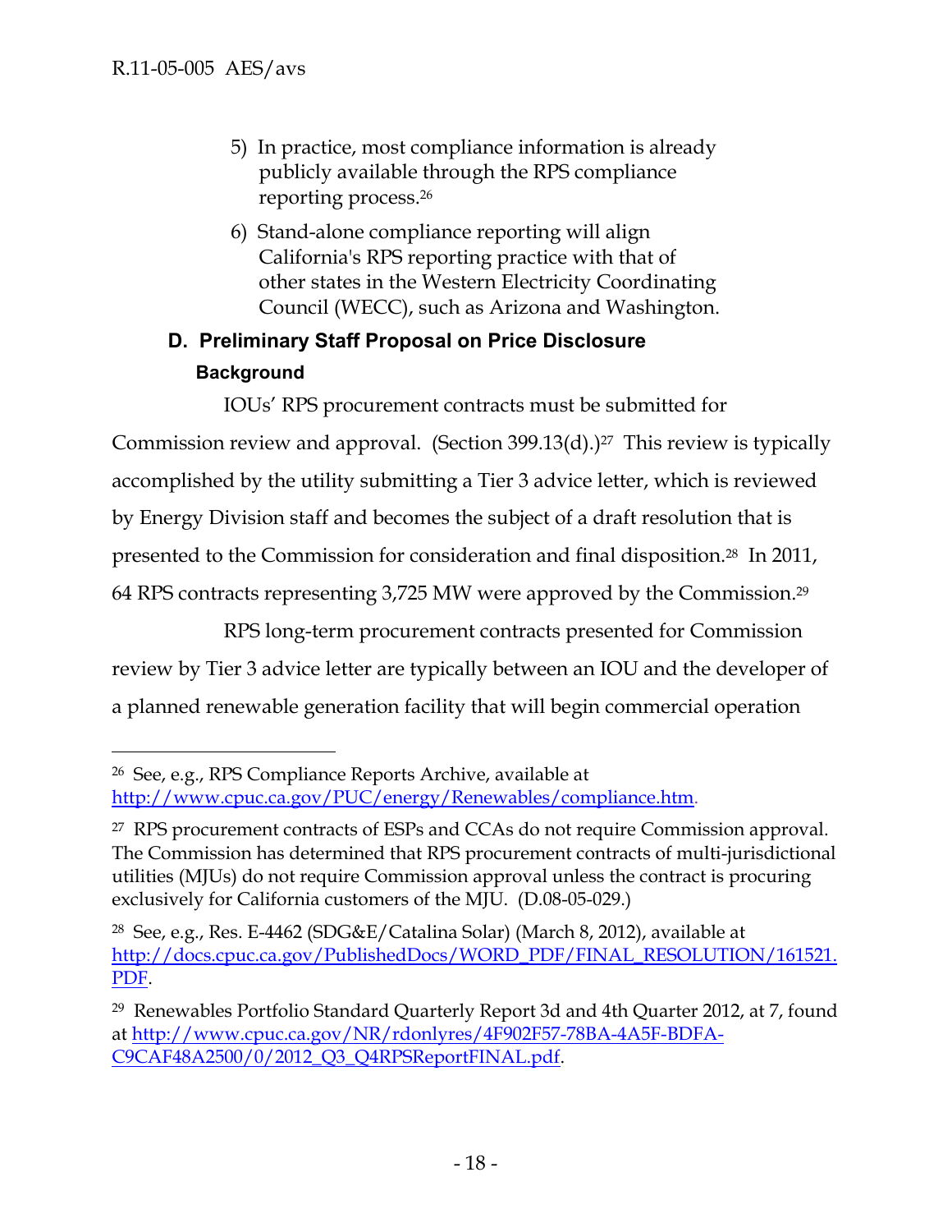5) In practice, most compliance information is already publicly available through the RPS compliance reporting process.[26]

6) Stand-alone compliance reporting will align California's RPS reporting practice with that of other states in the Western Electricity Coordinating Council (WECC), such as Arizona and Washington.

## D. Preliminary Staff Proposal on Price Disclosure

### Background

IOUs' RPS procurement contracts must be submitted for Commission review and approval. (Section 399.13(d).)[27] This review is typically accomplished by the utility submitting a Tier 3 advice letter, which is reviewed by Energy Division staff and becomes the subject of a draft resolution that is presented to the Commission for consideration and final disposition.[28] In 2011, 64 RPS contracts representing 3,725 MW were approved by the Commission.[29]

RPS long-term procurement contracts presented for Commission review by Tier 3 advice letter are typically between an IOU and the developer of a planned renewable generation facility that will begin commercial operation

---

[26] See, e.g., RPS Compliance Reports Archive, available at http://www.cpuc.ca.gov/PUC/energy/Renewables/compliance.htm.

[27] RPS procurement contracts of ESPs and CCAs do not require Commission approval. The Commission has determined that RPS procurement contracts of multi-jurisdictional utilities (MJUs) do not require Commission approval unless the contract is procuring exclusively for California customers of the MJU. (D.08-05-029.)

[28] See, e.g., Res. E-4462 (SDG&E/Catalina Solar) (March 8, 2012), available at http://docs.cpuc.ca.gov/PublishedDocs/WORD_PDF/FINAL_RESOLUTION/161521.PDF.

[29] Renewables Portfolio Standard Quarterly Report 3d and 4th Quarter 2012, at 7, found at http://www.cpuc.ca.gov/NR/rdonlyres/4F902F57-78BA-4A5F-BDFA-C9CAF48A2500/0/2012_Q3_Q4RPSReportFINAL.pdf.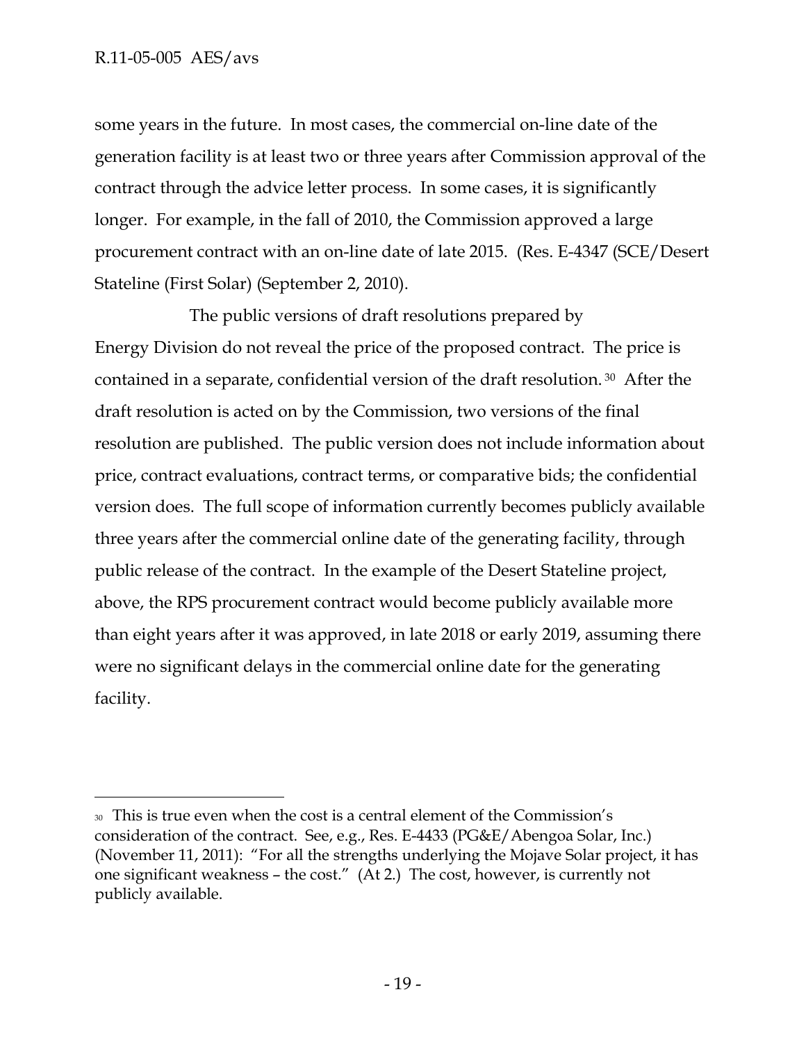some years in the future. In most cases, the commercial on-line date of the generation facility is at least two or three years after Commission approval of the contract through the advice letter process. In some cases, it is significantly longer. For example, in the fall of 2010, the Commission approved a large procurement contract with an on-line date of late 2015. (Res. E-4347 (SCE/Desert Stateline (First Solar) (September 2, 2010).

The public versions of draft resolutions prepared by Energy Division do not reveal the price of the proposed contract. The price is contained in a separate, confidential version of the draft resolution.[30] After the draft resolution is acted on by the Commission, two versions of the final resolution are published. The public version does not include information about price, contract evaluations, contract terms, or comparative bids; the confidential version does. The full scope of information currently becomes publicly available three years after the commercial online date of the generating facility, through public release of the contract. In the example of the Desert Stateline project, above, the RPS procurement contract would become publicly available more than eight years after it was approved, in late 2018 or early 2019, assuming there were no significant delays in the commercial online date for the generating facility.

---

[30] This is true even when the cost is a central element of the Commission's consideration of the contract. See, e.g., Res. E-4433 (PG&E/Abengoa Solar, Inc.) (November 11, 2011): "For all the strengths underlying the Mojave Solar project, it has one significant weakness – the cost." (At 2.) The cost, however, is currently not publicly available.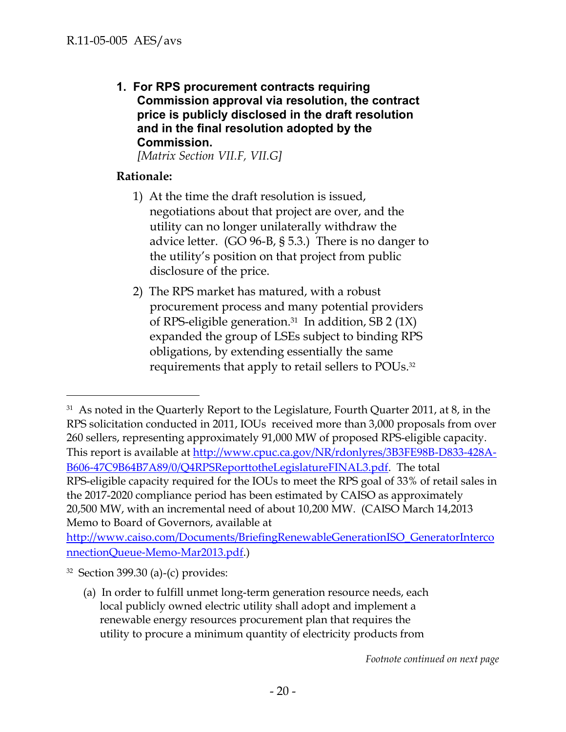**1. For RPS procurement contracts requiring Commission approval via resolution, the contract price is publicly disclosed in the draft resolution and in the final resolution adopted by the Commission.**
*[Matrix Section VII.F, VII.G]*

**Rationale:**

1) At the time the draft resolution is issued, negotiations about that project are over, and the utility can no longer unilaterally withdraw the advice letter. (GO 96-B, § 5.3.) There is no danger to the utility's position on that project from public disclosure of the price.

2) The RPS market has matured, with a robust procurement process and many potential providers of RPS-eligible generation.[31] In addition, SB 2 (1X) expanded the group of LSEs subject to binding RPS obligations, by extending essentially the same requirements that apply to retail sellers to POUs.[32]

---

[31] As noted in the Quarterly Report to the Legislature, Fourth Quarter 2011, at 8, in the RPS solicitation conducted in 2011, IOUs received more than 3,000 proposals from over 260 sellers, representing approximately 91,000 MW of proposed RPS-eligible capacity. This report is available at [http://www.cpuc.ca.gov/NR/rdonlyres/3B3FE98B-D833-428A-B606-47C9B64B7A89/0/Q4RPSReporttotheLegislatureFINAL3.pdf](http://www.cpuc.ca.gov/NR/rdonlyres/3B3FE98B-D833-428A-B606-47C9B64B7A89/0/Q4RPSReporttotheLegislatureFINAL3.pdf). The total RPS-eligible capacity required for the IOUs to meet the RPS goal of 33% of retail sales in the 2017-2020 compliance period has been estimated by CAISO as approximately 20,500 MW, with an incremental need of about 10,200 MW. (CAISO March 14,2013 Memo to Board of Governors, available at [http://www.caiso.com/Documents/BriefingRenewableGenerationISO_GeneratorInterconnectionQueue-Memo-Mar2013.pdf](http://www.caiso.com/Documents/BriefingRenewableGenerationISO_GeneratorInterconnectionQueue-Memo-Mar2013.pdf).)

[32] Section 399.30 (a)-(c) provides:

(a) In order to fulfill unmet long-term generation resource needs, each local publicly owned electric utility shall adopt and implement a renewable energy resources procurement plan that requires the utility to procure a minimum quantity of electricity products from

*Footnote continued on next page*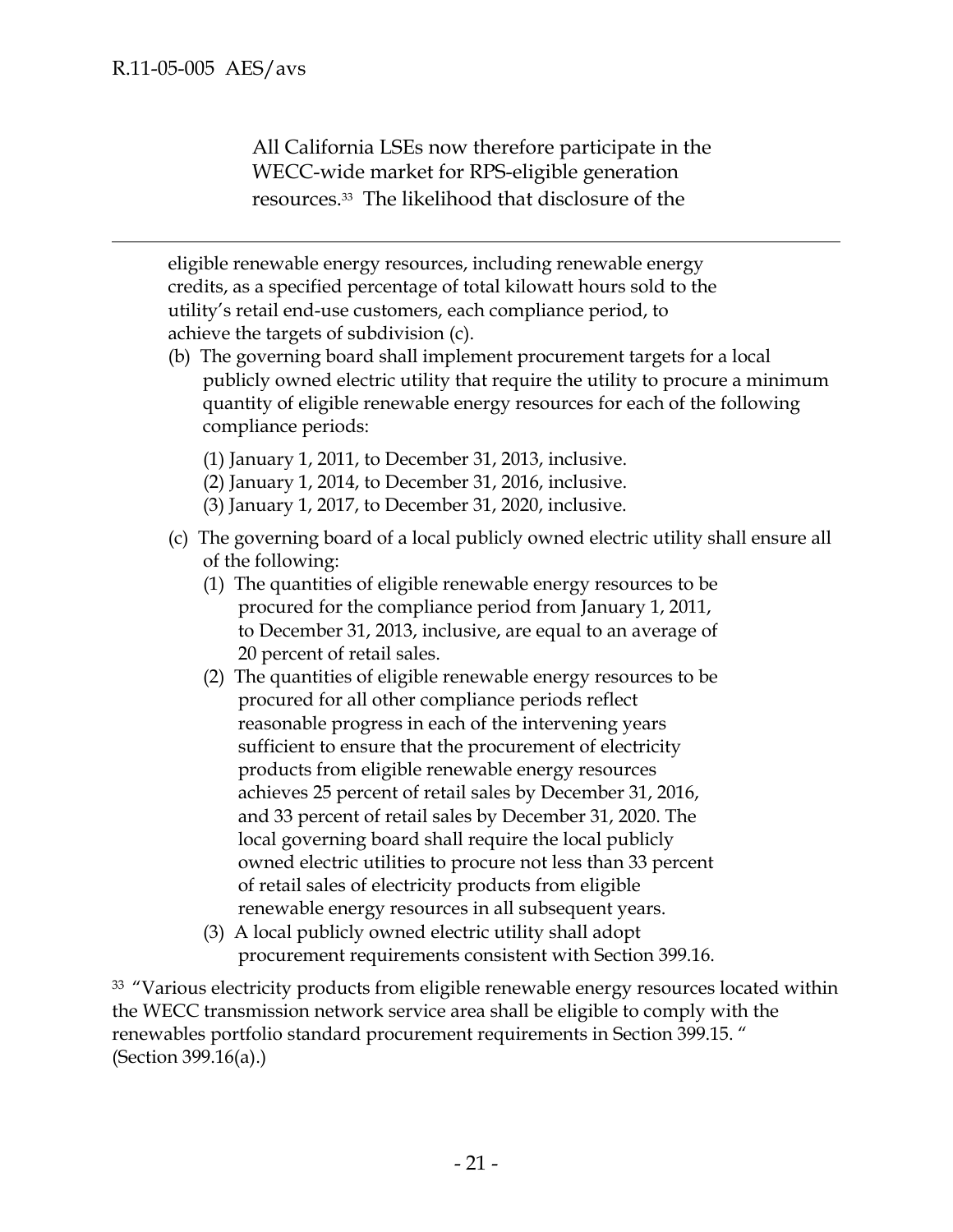All California LSEs now therefore participate in the WECC-wide market for RPS-eligible generation resources.[33] The likelihood that disclosure of the

---

eligible renewable energy resources, including renewable energy credits, as a specified percentage of total kilowatt hours sold to the utility's retail end-use customers, each compliance period, to achieve the targets of subdivision (c).

(b) The governing board shall implement procurement targets for a local publicly owned electric utility that require the utility to procure a minimum quantity of eligible renewable energy resources for each of the following compliance periods:

(1) January 1, 2011, to December 31, 2013, inclusive.
(2) January 1, 2014, to December 31, 2016, inclusive.
(3) January 1, 2017, to December 31, 2020, inclusive.

(c) The governing board of a local publicly owned electric utility shall ensure all of the following:

(1) The quantities of eligible renewable energy resources to be procured for the compliance period from January 1, 2011, to December 31, 2013, inclusive, are equal to an average of 20 percent of retail sales.

(2) The quantities of eligible renewable energy resources to be procured for all other compliance periods reflect reasonable progress in each of the intervening years sufficient to ensure that the procurement of electricity products from eligible renewable energy resources achieves 25 percent of retail sales by December 31, 2016, and 33 percent of retail sales by December 31, 2020. The local governing board shall require the local publicly owned electric utilities to procure not less than 33 percent of retail sales of electricity products from eligible renewable energy resources in all subsequent years.

(3) A local publicly owned electric utility shall adopt procurement requirements consistent with Section 399.16.

[33] "Various electricity products from eligible renewable energy resources located within the WECC transmission network service area shall be eligible to comply with the renewables portfolio standard procurement requirements in Section 399.15. " (Section 399.16(a).)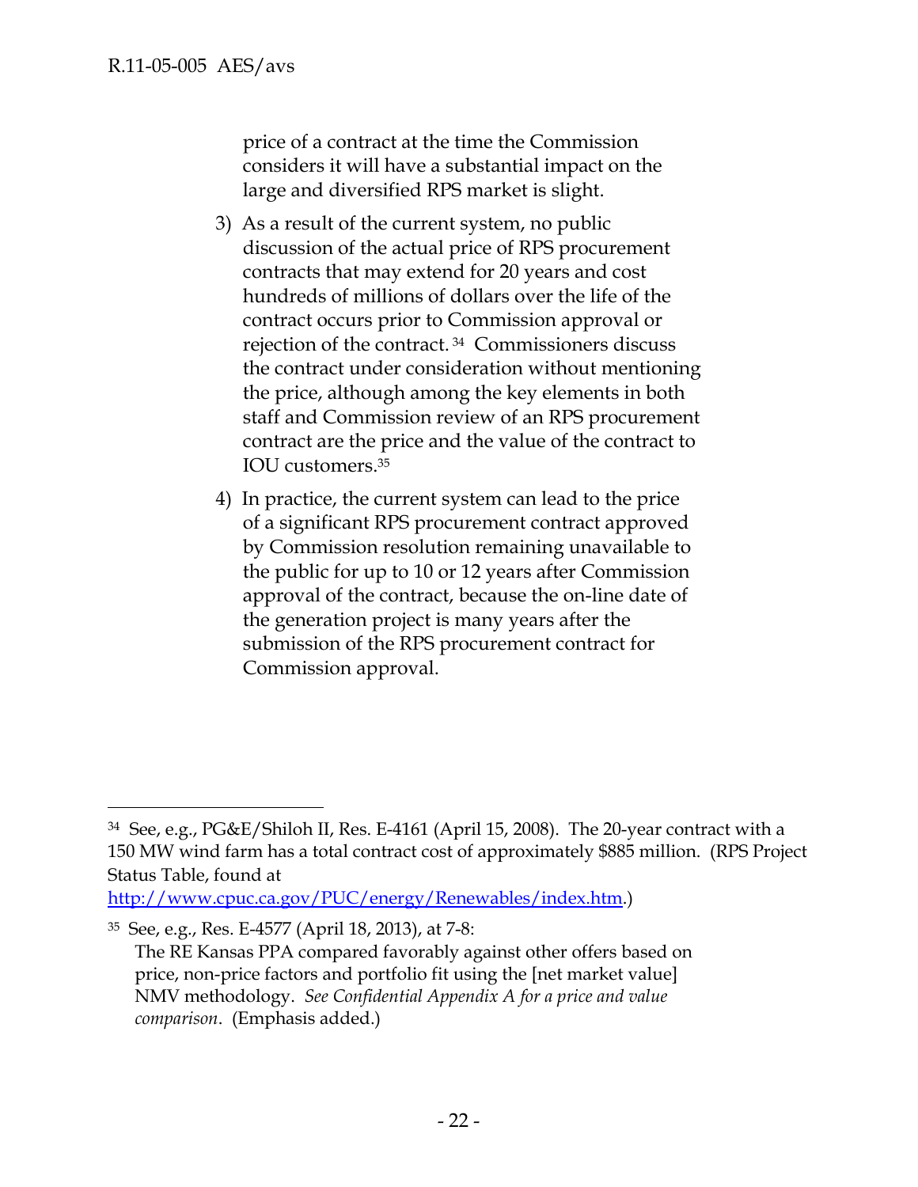price of a contract at the time the Commission considers it will have a substantial impact on the large and diversified RPS market is slight.

3) As a result of the current system, no public discussion of the actual price of RPS procurement contracts that may extend for 20 years and cost hundreds of millions of dollars over the life of the contract occurs prior to Commission approval or rejection of the contract.[34] Commissioners discuss the contract under consideration without mentioning the price, although among the key elements in both staff and Commission review of an RPS procurement contract are the price and the value of the contract to IOU customers.[35]

4) In practice, the current system can lead to the price of a significant RPS procurement contract approved by Commission resolution remaining unavailable to the public for up to 10 or 12 years after Commission approval of the contract, because the on-line date of the generation project is many years after the submission of the RPS procurement contract for Commission approval.

---

[34] See, e.g., PG&E/Shiloh II, Res. E-4161 (April 15, 2008). The 20-year contract with a 150 MW wind farm has a total contract cost of approximately $885 million. (RPS Project Status Table, found at http://www.cpuc.ca.gov/PUC/energy/Renewables/index.htm.)

[35] See, e.g., Res. E-4577 (April 18, 2013), at 7-8:

> The RE Kansas PPA compared favorably against other offers based on price, non-price factors and portfolio fit using the [net market value] NMV methodology. *See Confidential Appendix A for a price and value comparison*. (Emphasis added.)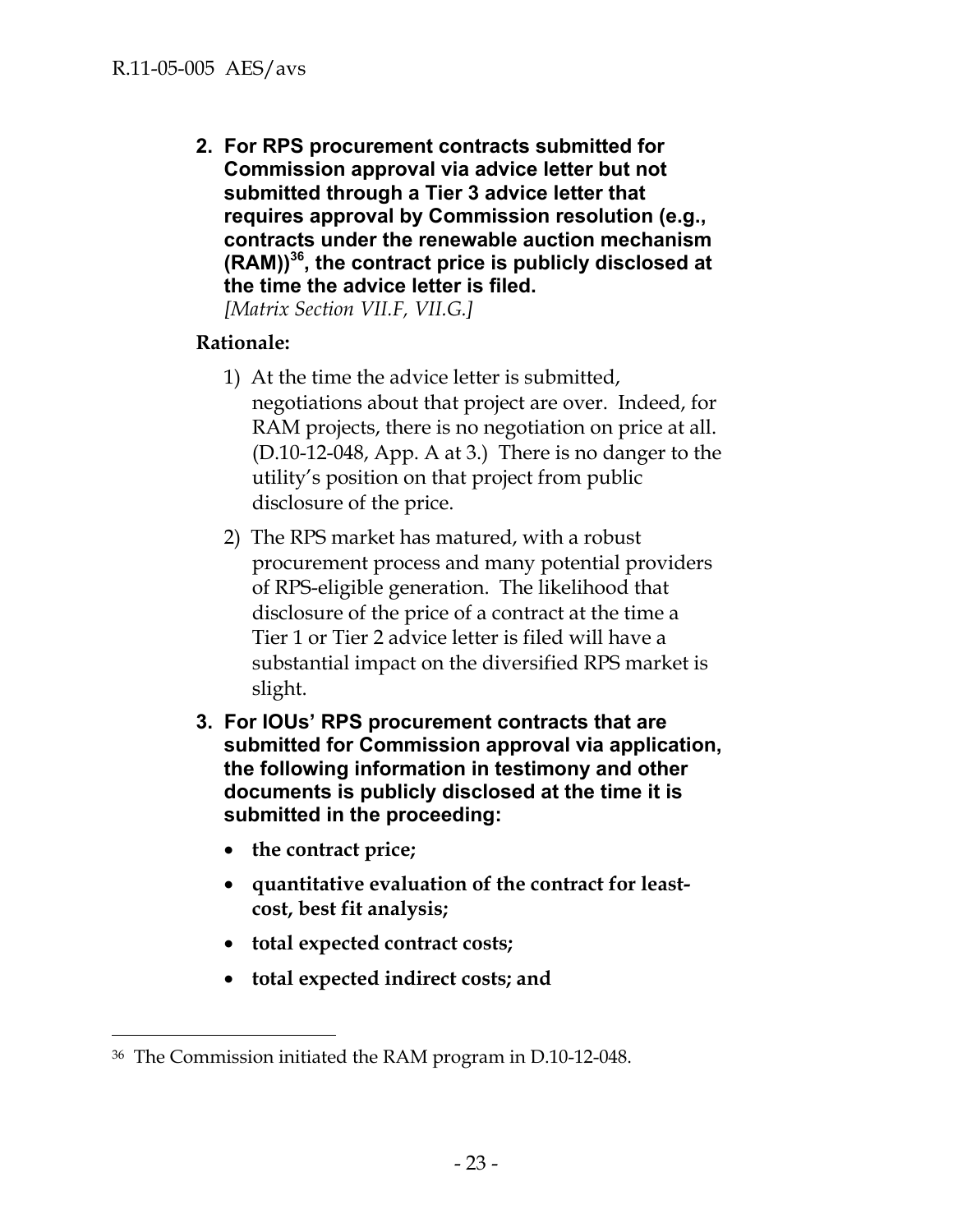**2. For RPS procurement contracts submitted for Commission approval via advice letter but not submitted through a Tier 3 advice letter that requires approval by Commission resolution (e.g., contracts under the renewable auction mechanism (RAM))[36], the contract price is publicly disclosed at the time the advice letter is filed.**
*[Matrix Section VII.F, VII.G.]*

**Rationale:**

1) At the time the advice letter is submitted, negotiations about that project are over. Indeed, for RAM projects, there is no negotiation on price at all. (D.10-12-048, App. A at 3.) There is no danger to the utility's position on that project from public disclosure of the price.

2) The RPS market has matured, with a robust procurement process and many potential providers of RPS-eligible generation. The likelihood that disclosure of the price of a contract at the time a Tier 1 or Tier 2 advice letter is filed will have a substantial impact on the diversified RPS market is slight.

**3. For IOUs' RPS procurement contracts that are submitted for Commission approval via application, the following information in testimony and other documents is publicly disclosed at the time it is submitted in the proceeding:**

- **the contract price;**
- **quantitative evaluation of the contract for least-cost, best fit analysis;**
- **total expected contract costs;**
- **total expected indirect costs; and**

---

[36] The Commission initiated the RAM program in D.10-12-048.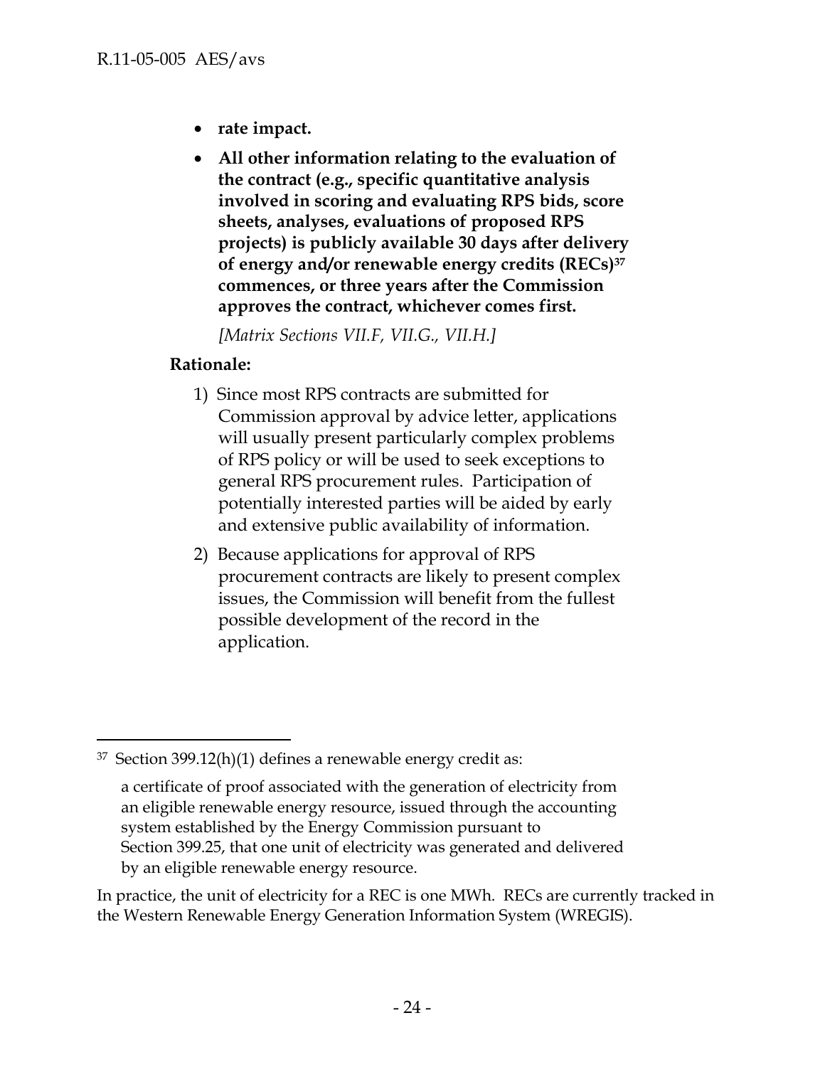- **rate impact.**
- **All other information relating to the evaluation of the contract (e.g., specific quantitative analysis involved in scoring and evaluating RPS bids, score sheets, analyses, evaluations of proposed RPS projects) is publicly available 30 days after delivery of energy and/or renewable energy credits (RECs)[37] commences, or three years after the Commission approves the contract, whichever comes first.**

  *[Matrix Sections VII.F, VII.G., VII.H.]*

**Rationale:**

1) Since most RPS contracts are submitted for Commission approval by advice letter, applications will usually present particularly complex problems of RPS policy or will be used to seek exceptions to general RPS procurement rules. Participation of potentially interested parties will be aided by early and extensive public availability of information.

2) Because applications for approval of RPS procurement contracts are likely to present complex issues, the Commission will benefit from the fullest possible development of the record in the application.

---

[37] Section 399.12(h)(1) defines a renewable energy credit as:

> a certificate of proof associated with the generation of electricity from an eligible renewable energy resource, issued through the accounting system established by the Energy Commission pursuant to Section 399.25, that one unit of electricity was generated and delivered by an eligible renewable energy resource.

In practice, the unit of electricity for a REC is one MWh. RECs are currently tracked in the Western Renewable Energy Generation Information System (WREGIS).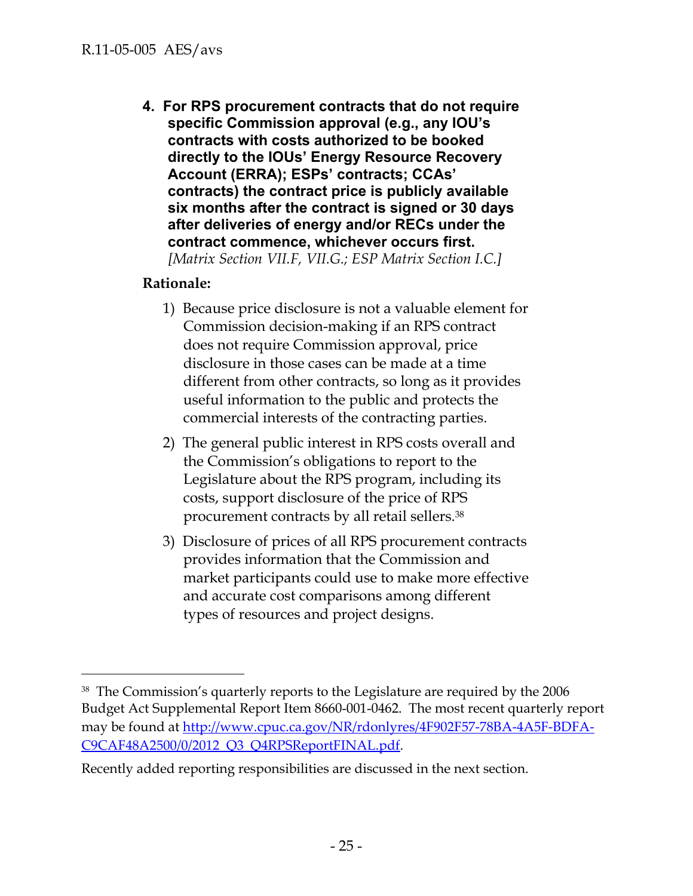**4. For RPS procurement contracts that do not require specific Commission approval (e.g., any IOU's contracts with costs authorized to be booked directly to the IOUs' Energy Resource Recovery Account (ERRA); ESPs' contracts; CCAs' contracts) the contract price is publicly available six months after the contract is signed or 30 days after deliveries of energy and/or RECs under the contract commence, whichever occurs first.**
*[Matrix Section VII.F, VII.G.; ESP Matrix Section I.C.]*

**Rationale:**

1) Because price disclosure is not a valuable element for Commission decision-making if an RPS contract does not require Commission approval, price disclosure in those cases can be made at a time different from other contracts, so long as it provides useful information to the public and protects the commercial interests of the contracting parties.

2) The general public interest in RPS costs overall and the Commission's obligations to report to the Legislature about the RPS program, including its costs, support disclosure of the price of RPS procurement contracts by all retail sellers.[38]

3) Disclosure of prices of all RPS procurement contracts provides information that the Commission and market participants could use to make more effective and accurate cost comparisons among different types of resources and project designs.

---

[38] The Commission's quarterly reports to the Legislature are required by the 2006 Budget Act Supplemental Report Item 8660-001-0462. The most recent quarterly report may be found at http://www.cpuc.ca.gov/NR/rdonlyres/4F902F57-78BA-4A5F-BDFA-C9CAF48A2500/0/2012_Q3_Q4RPSReportFINAL.pdf.

Recently added reporting responsibilities are discussed in the next section.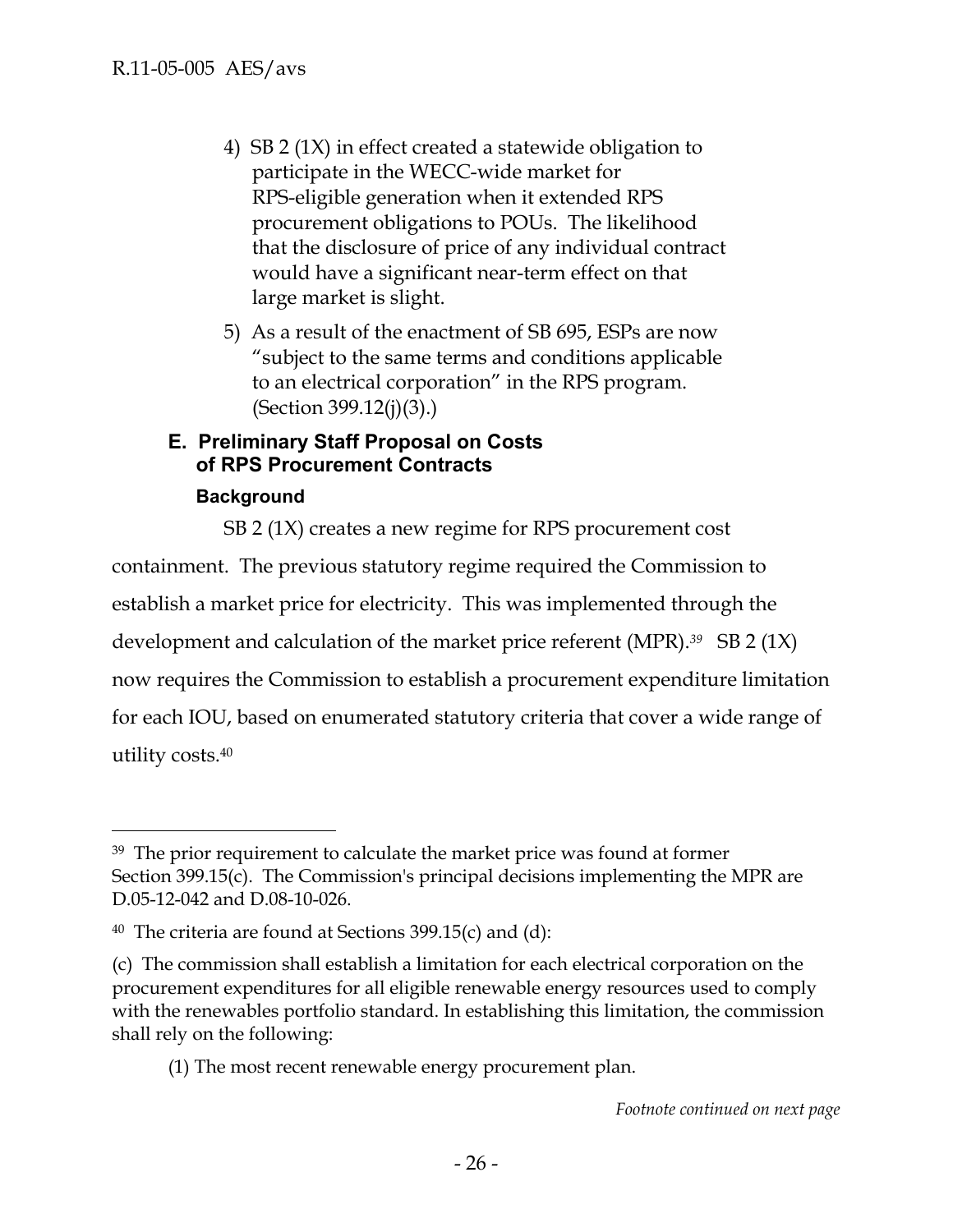4) SB 2 (1X) in effect created a statewide obligation to participate in the WECC-wide market for RPS-eligible generation when it extended RPS procurement obligations to POUs. The likelihood that the disclosure of price of any individual contract would have a significant near-term effect on that large market is slight.

5) As a result of the enactment of SB 695, ESPs are now "subject to the same terms and conditions applicable to an electrical corporation" in the RPS program. (Section 399.12(j)(3).)

### E. Preliminary Staff Proposal on Costs of RPS Procurement Contracts

#### Background

SB 2 (1X) creates a new regime for RPS procurement cost containment. The previous statutory regime required the Commission to establish a market price for electricity. This was implemented through the development and calculation of the market price referent (MPR).[39] SB 2 (1X) now requires the Commission to establish a procurement expenditure limitation for each IOU, based on enumerated statutory criteria that cover a wide range of utility costs.[40]

---

[39] The prior requirement to calculate the market price was found at former Section 399.15(c). The Commission's principal decisions implementing the MPR are D.05-12-042 and D.08-10-026.

[40] The criteria are found at Sections 399.15(c) and (d):

(c) The commission shall establish a limitation for each electrical corporation on the procurement expenditures for all eligible renewable energy resources used to comply with the renewables portfolio standard. In establishing this limitation, the commission shall rely on the following:

(1) The most recent renewable energy procurement plan.

*Footnote continued on next page*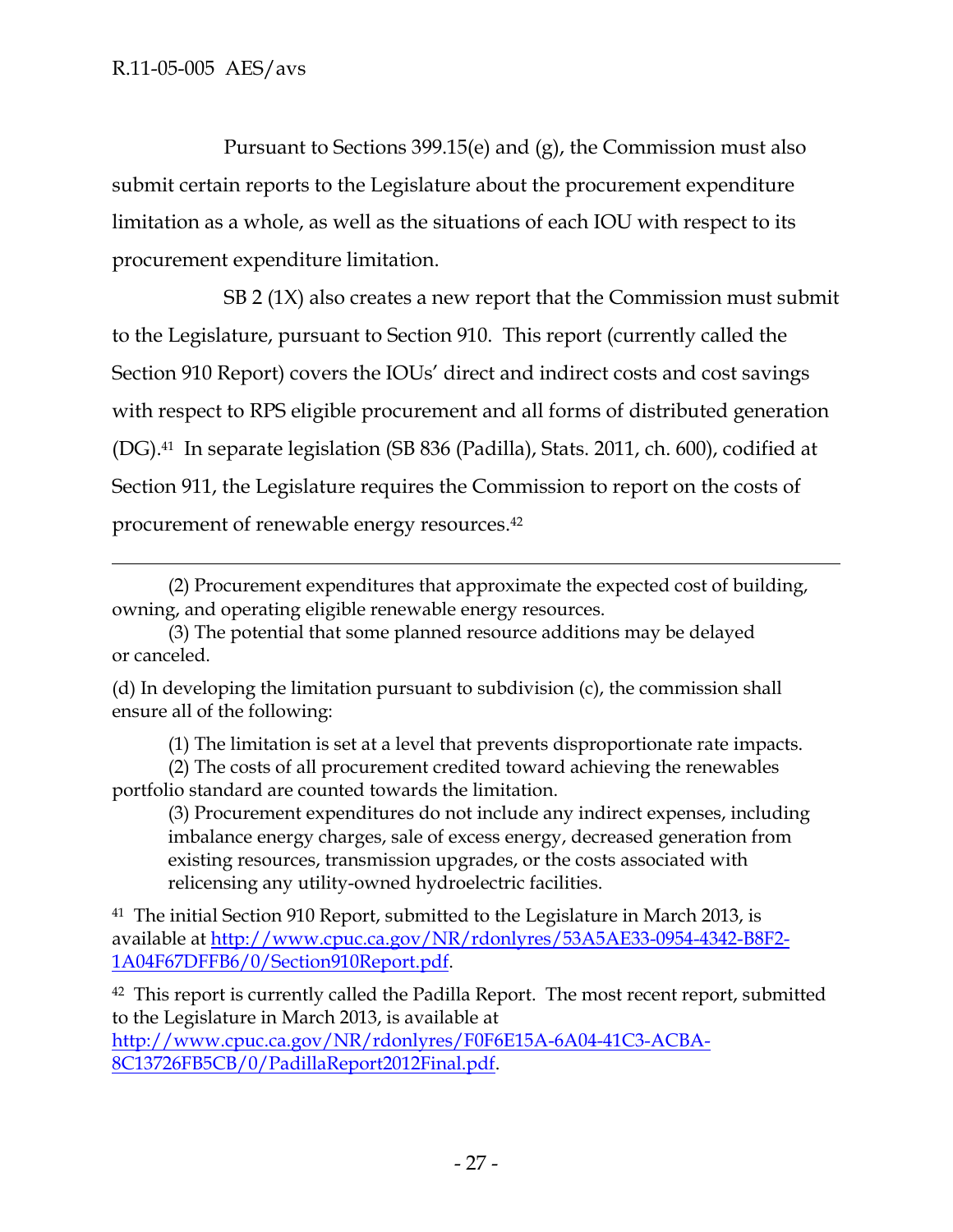Pursuant to Sections 399.15(e) and (g), the Commission must also submit certain reports to the Legislature about the procurement expenditure limitation as a whole, as well as the situations of each IOU with respect to its procurement expenditure limitation.

SB 2 (1X) also creates a new report that the Commission must submit to the Legislature, pursuant to Section 910. This report (currently called the Section 910 Report) covers the IOUs' direct and indirect costs and cost savings with respect to RPS eligible procurement and all forms of distributed generation (DG).[41] In separate legislation (SB 836 (Padilla), Stats. 2011, ch. 600), codified at Section 911, the Legislature requires the Commission to report on the costs of procurement of renewable energy resources.[42]

---

(2) Procurement expenditures that approximate the expected cost of building, owning, and operating eligible renewable energy resources.

(3) The potential that some planned resource additions may be delayed or canceled.

(d) In developing the limitation pursuant to subdivision (c), the commission shall ensure all of the following:

(1) The limitation is set at a level that prevents disproportionate rate impacts.

(2) The costs of all procurement credited toward achieving the renewables portfolio standard are counted towards the limitation.

(3) Procurement expenditures do not include any indirect expenses, including imbalance energy charges, sale of excess energy, decreased generation from existing resources, transmission upgrades, or the costs associated with relicensing any utility-owned hydroelectric facilities.

[41] The initial Section 910 Report, submitted to the Legislature in March 2013, is available at http://www.cpuc.ca.gov/NR/rdonlyres/53A5AE33-0954-4342-B8F2-1A04F67DFFB6/0/Section910Report.pdf.

[42] This report is currently called the Padilla Report. The most recent report, submitted to the Legislature in March 2013, is available at http://www.cpuc.ca.gov/NR/rdonlyres/F0F6E15A-6A04-41C3-ACBA-8C13726FB5CB/0/PadillaReport2012Final.pdf.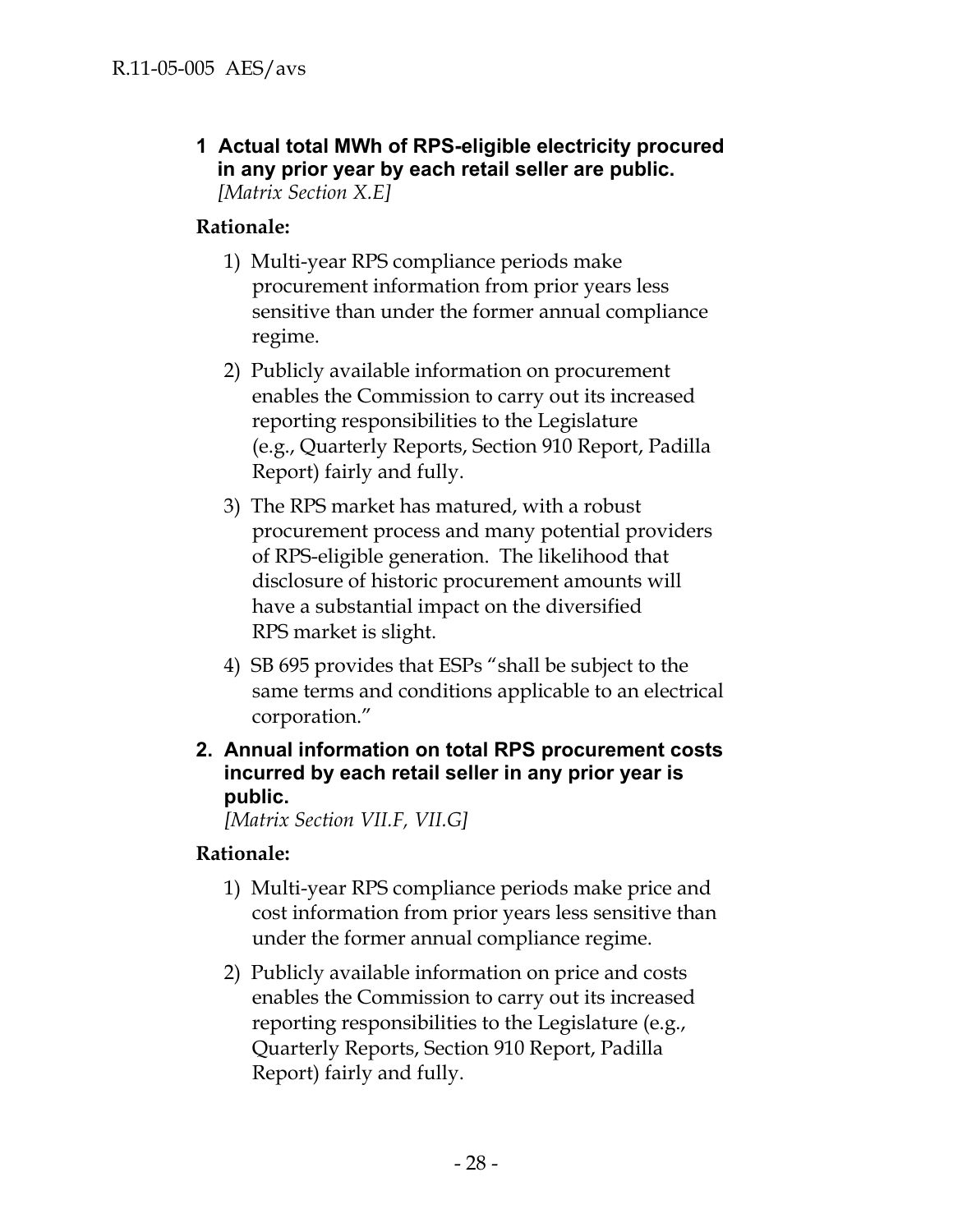**1 Actual total MWh of RPS-eligible electricity procured in any prior year by each retail seller are public.**
*[Matrix Section X.E]*

**Rationale:**

1) Multi-year RPS compliance periods make procurement information from prior years less sensitive than under the former annual compliance regime.

2) Publicly available information on procurement enables the Commission to carry out its increased reporting responsibilities to the Legislature (e.g., Quarterly Reports, Section 910 Report, Padilla Report) fairly and fully.

3) The RPS market has matured, with a robust procurement process and many potential providers of RPS-eligible generation. The likelihood that disclosure of historic procurement amounts will have a substantial impact on the diversified RPS market is slight.

4) SB 695 provides that ESPs "shall be subject to the same terms and conditions applicable to an electrical corporation."

**2. Annual information on total RPS procurement costs incurred by each retail seller in any prior year is public.**
*[Matrix Section VII.F, VII.G]*

**Rationale:**

1) Multi-year RPS compliance periods make price and cost information from prior years less sensitive than under the former annual compliance regime.

2) Publicly available information on price and costs enables the Commission to carry out its increased reporting responsibilities to the Legislature (e.g., Quarterly Reports, Section 910 Report, Padilla Report) fairly and fully.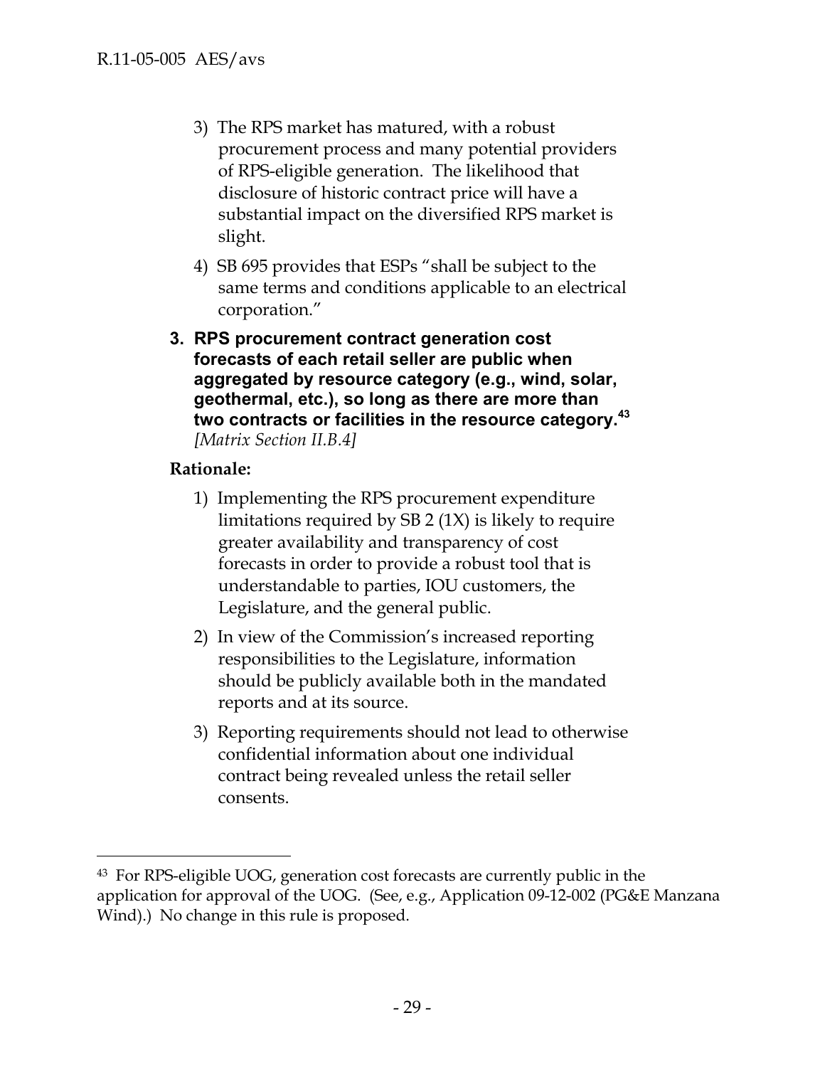3) The RPS market has matured, with a robust procurement process and many potential providers of RPS-eligible generation. The likelihood that disclosure of historic contract price will have a substantial impact on the diversified RPS market is slight.

4) SB 695 provides that ESPs "shall be subject to the same terms and conditions applicable to an electrical corporation."

**3. RPS procurement contract generation cost forecasts of each retail seller are public when aggregated by resource category (e.g., wind, solar, geothermal, etc.), so long as there are more than two contracts or facilities in the resource category.[43]** *[Matrix Section II.B.4]*

**Rationale:**

1) Implementing the RPS procurement expenditure limitations required by SB 2 (1X) is likely to require greater availability and transparency of cost forecasts in order to provide a robust tool that is understandable to parties, IOU customers, the Legislature, and the general public.

2) In view of the Commission's increased reporting responsibilities to the Legislature, information should be publicly available both in the mandated reports and at its source.

3) Reporting requirements should not lead to otherwise confidential information about one individual contract being revealed unless the retail seller consents.

---

[43] For RPS-eligible UOG, generation cost forecasts are currently public in the application for approval of the UOG. (See, e.g., Application 09-12-002 (PG&E Manzana Wind).) No change in this rule is proposed.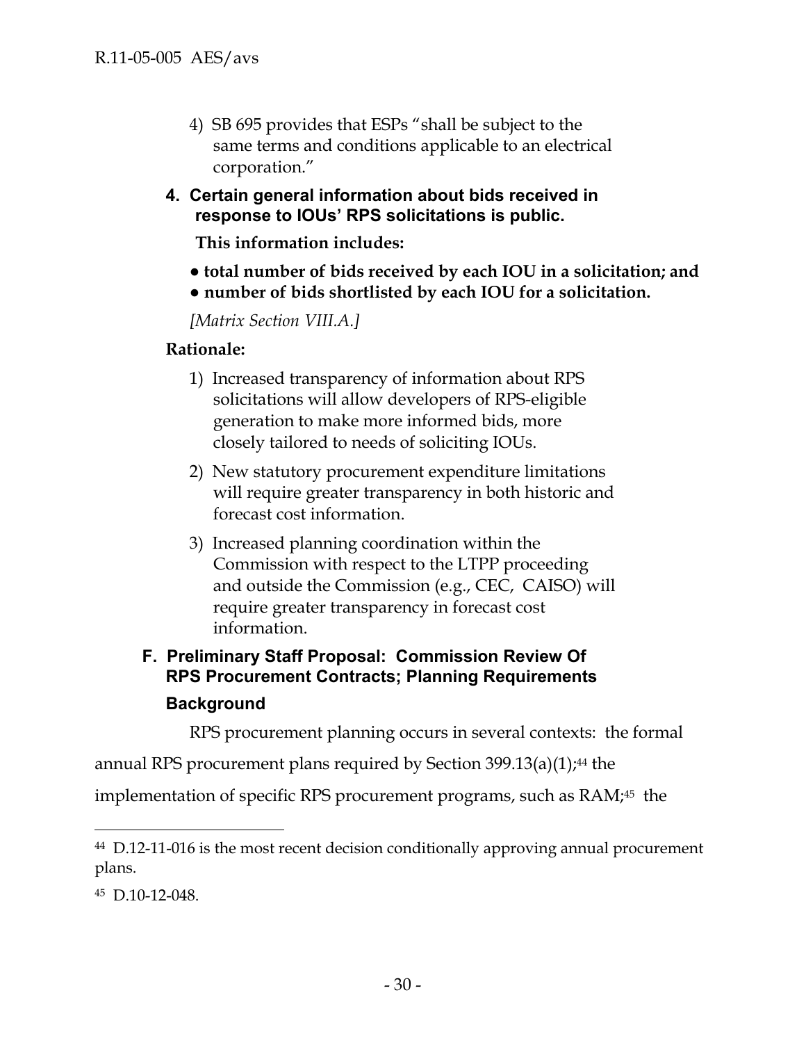4) SB 695 provides that ESPs "shall be subject to the same terms and conditions applicable to an electrical corporation."

### 4. Certain general information about bids received in response to IOUs' RPS solicitations is public.

**This information includes:**

- **total number of bids received by each IOU in a solicitation; and**
- **number of bids shortlisted by each IOU for a solicitation.**

*[Matrix Section VIII.A.]*

**Rationale:**

1) Increased transparency of information about RPS solicitations will allow developers of RPS-eligible generation to make more informed bids, more closely tailored to needs of soliciting IOUs.

2) New statutory procurement expenditure limitations will require greater transparency in both historic and forecast cost information.

3) Increased planning coordination within the Commission with respect to the LTPP proceeding and outside the Commission (e.g., CEC, CAISO) will require greater transparency in forecast cost information.

## F. Preliminary Staff Proposal: Commission Review Of RPS Procurement Contracts; Planning Requirements

### Background

RPS procurement planning occurs in several contexts: the formal annual RPS procurement plans required by Section 399.13(a)(1);[44] the implementation of specific RPS procurement programs, such as RAM;[45] the

---

[44] D.12-11-016 is the most recent decision conditionally approving annual procurement plans.

[45] D.10-12-048.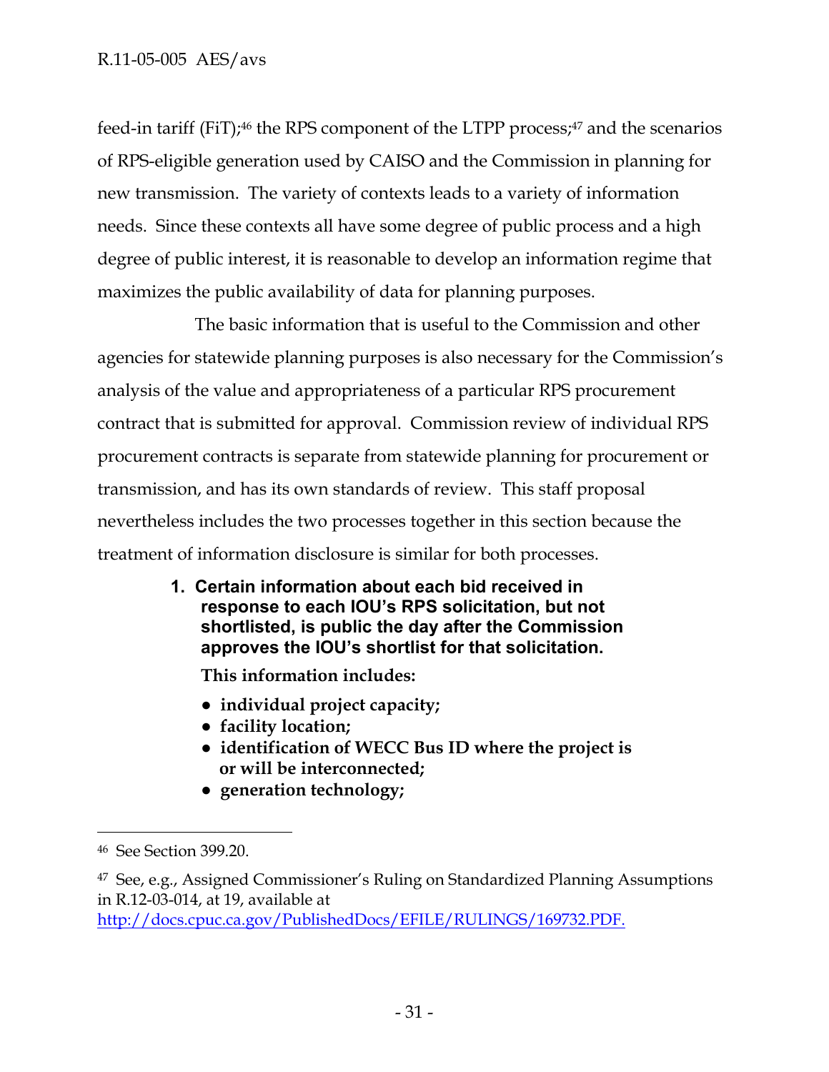feed-in tariff (FiT);[46] the RPS component of the LTPP process;[47] and the scenarios of RPS-eligible generation used by CAISO and the Commission in planning for new transmission. The variety of contexts leads to a variety of information needs. Since these contexts all have some degree of public process and a high degree of public interest, it is reasonable to develop an information regime that maximizes the public availability of data for planning purposes.

The basic information that is useful to the Commission and other agencies for statewide planning purposes is also necessary for the Commission's analysis of the value and appropriateness of a particular RPS procurement contract that is submitted for approval. Commission review of individual RPS procurement contracts is separate from statewide planning for procurement or transmission, and has its own standards of review. This staff proposal nevertheless includes the two processes together in this section because the treatment of information disclosure is similar for both processes.

1. **Certain information about each bid received in response to each IOU's RPS solicitation, but not shortlisted, is public the day after the Commission approves the IOU's shortlist for that solicitation.**

   **This information includes:**

   - **individual project capacity;**
   - **facility location;**
   - **identification of WECC Bus ID where the project is or will be interconnected;**
   - **generation technology;**

---

[46] See Section 399.20.

[47] See, e.g., Assigned Commissioner's Ruling on Standardized Planning Assumptions in R.12-03-014, at 19, available at http://docs.cpuc.ca.gov/PublishedDocs/EFILE/RULINGS/169732.PDF.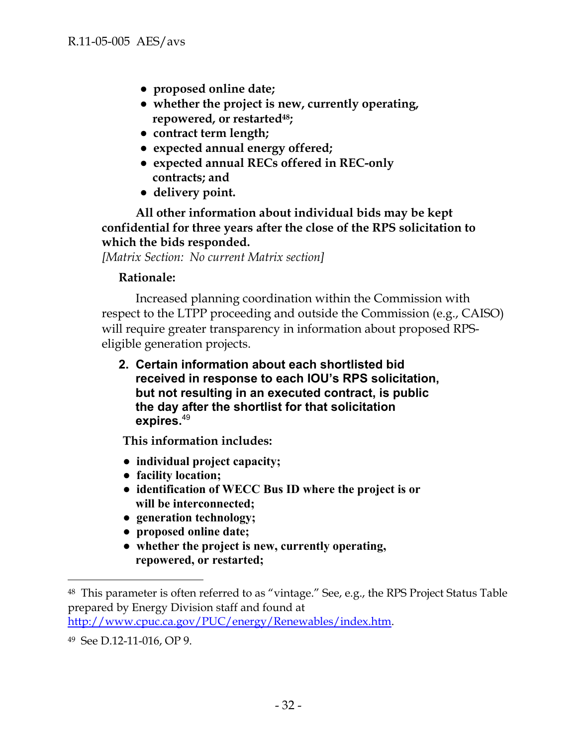- **proposed online date;**
- **whether the project is new, currently operating, repowered, or restarted[48];**
- **contract term length;**
- **expected annual energy offered;**
- **expected annual RECs offered in REC-only contracts; and**
- **delivery point.**

**All other information about individual bids may be kept confidential for three years after the close of the RPS solicitation to which the bids responded.**

*[Matrix Section: No current Matrix section]*

**Rationale:**

Increased planning coordination within the Commission with respect to the LTPP proceeding and outside the Commission (e.g., CAISO) will require greater transparency in information about proposed RPS-eligible generation projects.

**2. Certain information about each shortlisted bid received in response to each IOU's RPS solicitation, but not resulting in an executed contract, is public the day after the shortlist for that solicitation expires.**[49]

**This information includes:**

- **individual project capacity;**
- **facility location;**
- **identification of WECC Bus ID where the project is or will be interconnected;**
- **generation technology;**
- **proposed online date;**
- **whether the project is new, currently operating, repowered, or restarted;**

---

[48] This parameter is often referred to as "vintage." See, e.g., the RPS Project Status Table prepared by Energy Division staff and found at http://www.cpuc.ca.gov/PUC/energy/Renewables/index.htm.

[49] See D.12-11-016, OP 9.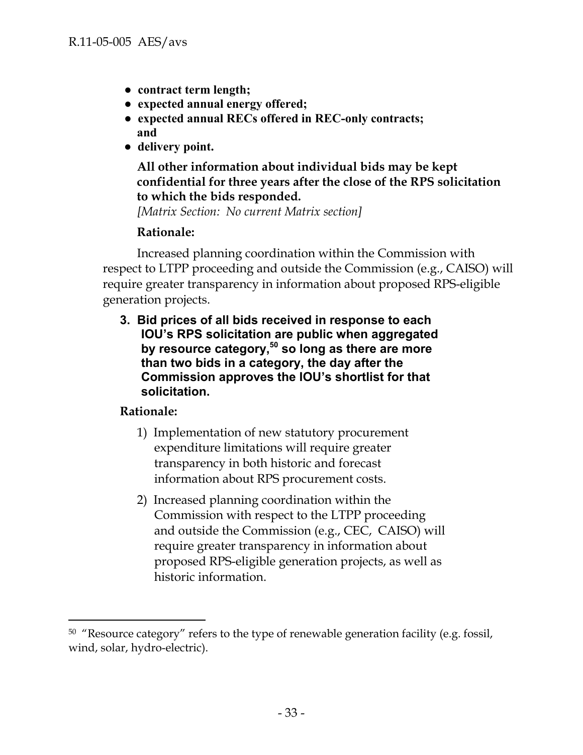- **contract term length;**
- **expected annual energy offered;**
- **expected annual RECs offered in REC-only contracts; and**
- **delivery point.**

**All other information about individual bids may be kept confidential for three years after the close of the RPS solicitation to which the bids responded.**
*[Matrix Section: No current Matrix section]*

**Rationale:**

Increased planning coordination within the Commission with respect to LTPP proceeding and outside the Commission (e.g., CAISO) will require greater transparency in information about proposed RPS-eligible generation projects.

**3. Bid prices of all bids received in response to each IOU's RPS solicitation are public when aggregated by resource category,[50] so long as there are more than two bids in a category, the day after the Commission approves the IOU's shortlist for that solicitation.**

**Rationale:**

1) Implementation of new statutory procurement expenditure limitations will require greater transparency in both historic and forecast information about RPS procurement costs.

2) Increased planning coordination within the Commission with respect to the LTPP proceeding and outside the Commission (e.g., CEC, CAISO) will require greater transparency in information about proposed RPS-eligible generation projects, as well as historic information.

---

[50] "Resource category" refers to the type of renewable generation facility (e.g. fossil, wind, solar, hydro-electric).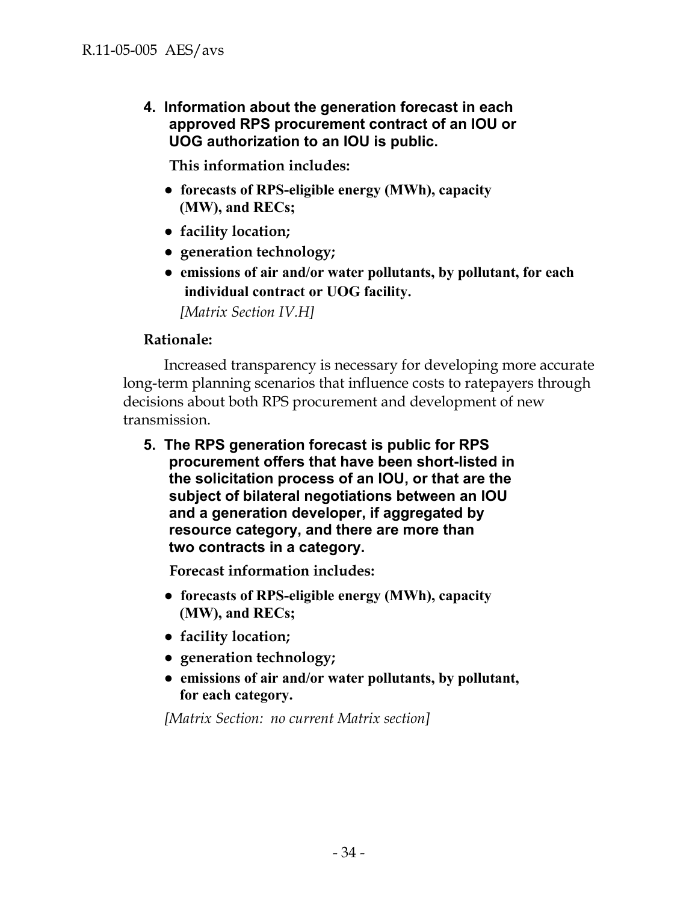**4. Information about the generation forecast in each approved RPS procurement contract of an IOU or UOG authorization to an IOU is public.**

**This information includes:**

- **forecasts of RPS-eligible energy (MWh), capacity (MW), and RECs;**
- **facility location;**
- **generation technology;**
- **emissions of air and/or water pollutants, by pollutant, for each individual contract or UOG facility.**

*[Matrix Section IV.H]*

**Rationale:**

Increased transparency is necessary for developing more accurate long-term planning scenarios that influence costs to ratepayers through decisions about both RPS procurement and development of new transmission.

**5. The RPS generation forecast is public for RPS procurement offers that have been short-listed in the solicitation process of an IOU, or that are the subject of bilateral negotiations between an IOU and a generation developer, if aggregated by resource category, and there are more than two contracts in a category.**

**Forecast information includes:**

- **forecasts of RPS-eligible energy (MWh), capacity (MW), and RECs;**
- **facility location;**
- **generation technology;**
- **emissions of air and/or water pollutants, by pollutant, for each category.**

*[Matrix Section: no current Matrix section]*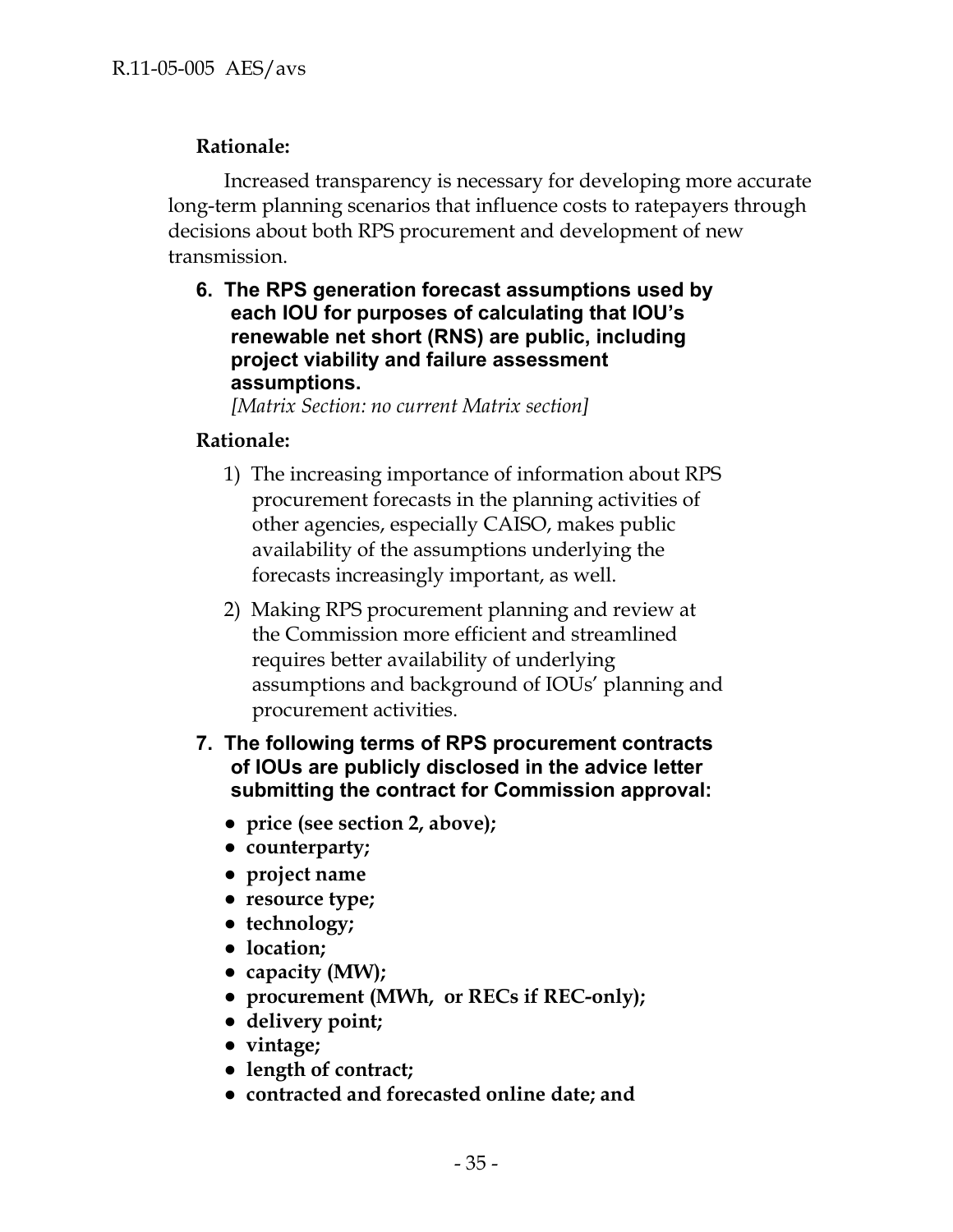**Rationale:**

Increased transparency is necessary for developing more accurate long-term planning scenarios that influence costs to ratepayers through decisions about both RPS procurement and development of new transmission.

6. **The RPS generation forecast assumptions used by each IOU for purposes of calculating that IOU's renewable net short (RNS) are public, including project viability and failure assessment assumptions.**
   *[Matrix Section: no current Matrix section]*

**Rationale:**

1) The increasing importance of information about RPS procurement forecasts in the planning activities of other agencies, especially CAISO, makes public availability of the assumptions underlying the forecasts increasingly important, as well.

2) Making RPS procurement planning and review at the Commission more efficient and streamlined requires better availability of underlying assumptions and background of IOUs' planning and procurement activities.

7. **The following terms of RPS procurement contracts of IOUs are publicly disclosed in the advice letter submitting the contract for Commission approval:**

- **price (see section 2, above);**
- **counterparty;**
- **project name**
- **resource type;**
- **technology;**
- **location;**
- **capacity (MW);**
- **procurement (MWh, or RECs if REC-only);**
- **delivery point;**
- **vintage;**
- **length of contract;**
- **contracted and forecasted online date; and**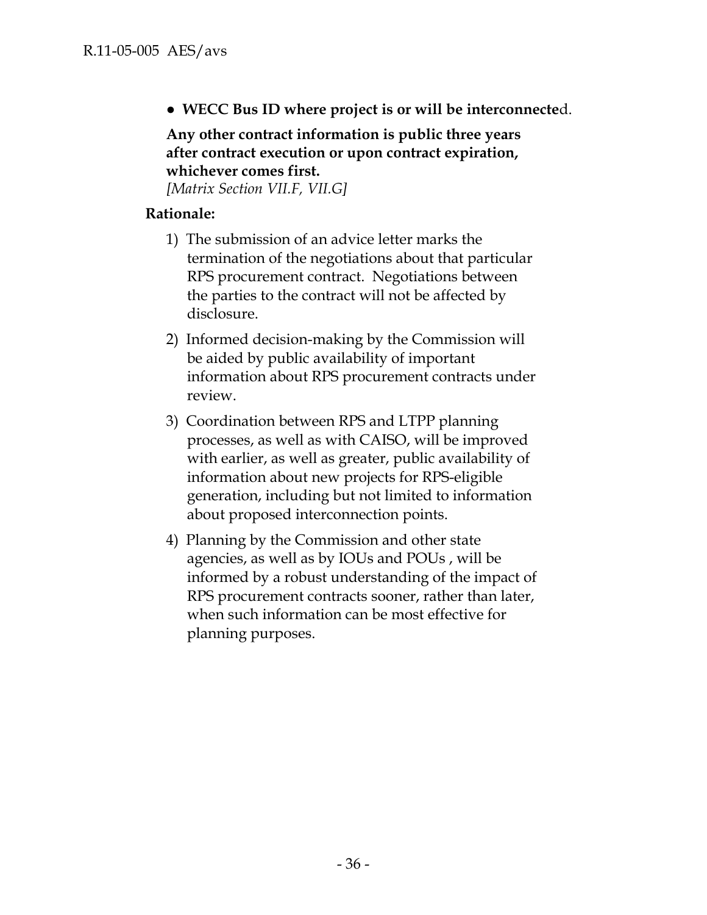- **WECC Bus ID where project is or will be interconnecte**d.

**Any other contract information is public three years after contract execution or upon contract expiration, whichever comes first.**
*[Matrix Section VII.F, VII.G]*

**Rationale:**

1) The submission of an advice letter marks the termination of the negotiations about that particular RPS procurement contract. Negotiations between the parties to the contract will not be affected by disclosure.

2) Informed decision-making by the Commission will be aided by public availability of important information about RPS procurement contracts under review.

3) Coordination between RPS and LTPP planning processes, as well as with CAISO, will be improved with earlier, as well as greater, public availability of information about new projects for RPS-eligible generation, including but not limited to information about proposed interconnection points.

4) Planning by the Commission and other state agencies, as well as by IOUs and POUs , will be informed by a robust understanding of the impact of RPS procurement contracts sooner, rather than later, when such information can be most effective for planning purposes.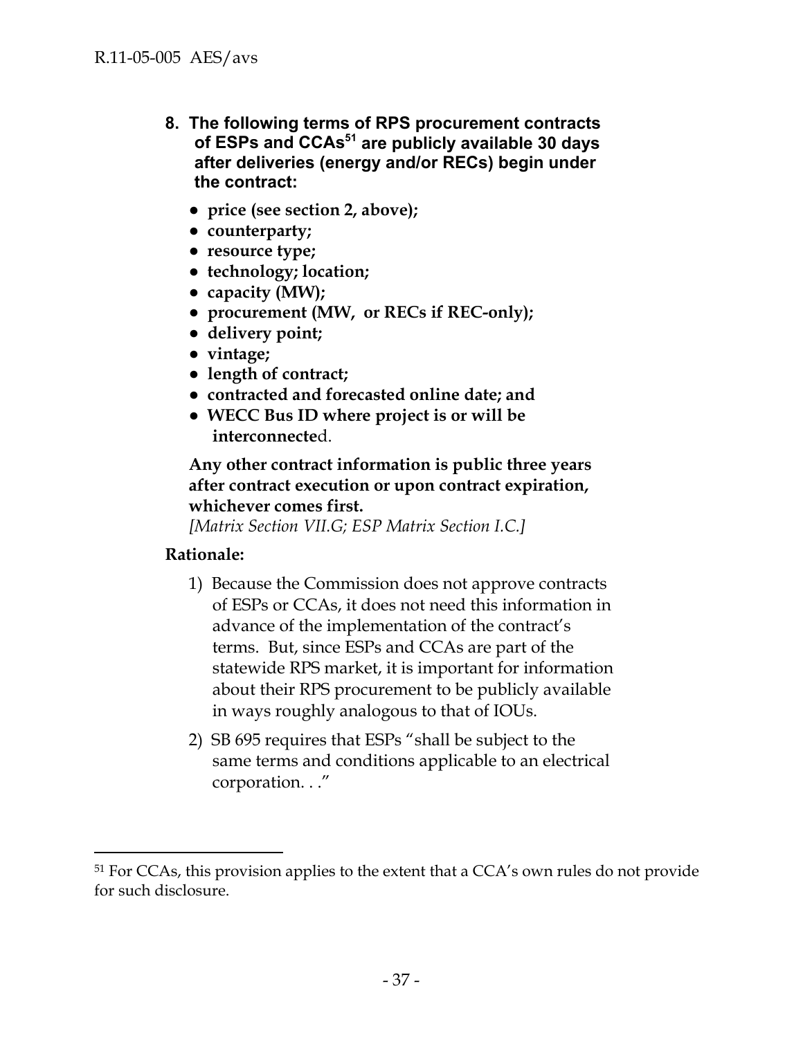**8. The following terms of RPS procurement contracts of ESPs and CCAs[51] are publicly available 30 days after deliveries (energy and/or RECs) begin under the contract:**

- **price (see section 2, above);**
- **counterparty;**
- **resource type;**
- **technology; location;**
- **capacity (MW);**
- **procurement (MW, or RECs if REC-only);**
- **delivery point;**
- **vintage;**
- **length of contract;**
- **contracted and forecasted online date; and**
- **WECC Bus ID where project is or will be interconnecte**d.

**Any other contract information is public three years after contract execution or upon contract expiration, whichever comes first.**
*[Matrix Section VII.G; ESP Matrix Section I.C.]*

**Rationale:**

1) Because the Commission does not approve contracts of ESPs or CCAs, it does not need this information in advance of the implementation of the contract's terms. But, since ESPs and CCAs are part of the statewide RPS market, it is important for information about their RPS procurement to be publicly available in ways roughly analogous to that of IOUs.

2) SB 695 requires that ESPs "shall be subject to the same terms and conditions applicable to an electrical corporation. . ."

---

[51] For CCAs, this provision applies to the extent that a CCA's own rules do not provide for such disclosure.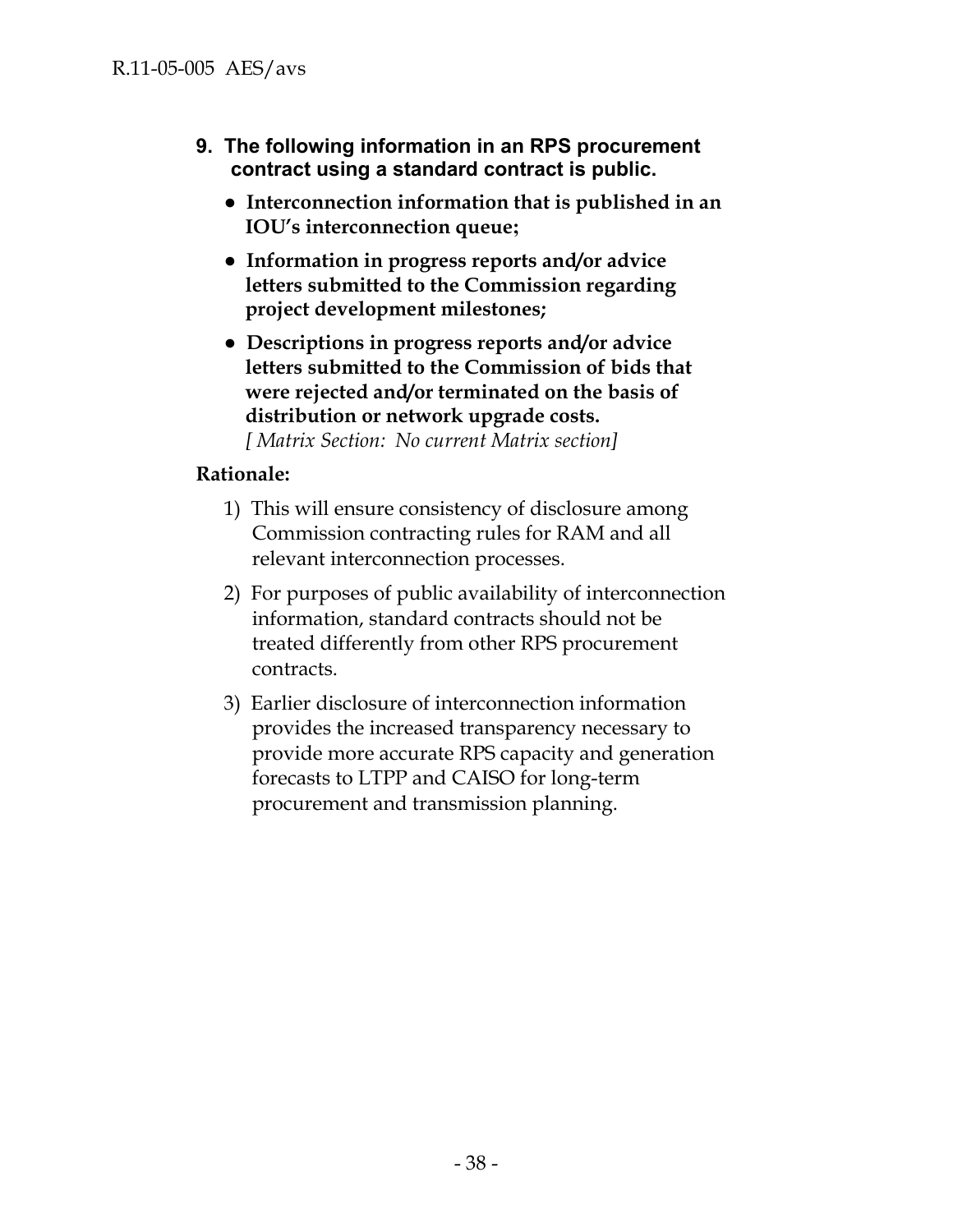**9. The following information in an RPS procurement contract using a standard contract is public.**

- **Interconnection information that is published in an IOU's interconnection queue;**
- **Information in progress reports and/or advice letters submitted to the Commission regarding project development milestones;**
- **Descriptions in progress reports and/or advice letters submitted to the Commission of bids that were rejected and/or terminated on the basis of distribution or network upgrade costs.**
  *[ Matrix Section: No current Matrix section]*

**Rationale:**

1) This will ensure consistency of disclosure among Commission contracting rules for RAM and all relevant interconnection processes.
2) For purposes of public availability of interconnection information, standard contracts should not be treated differently from other RPS procurement contracts.
3) Earlier disclosure of interconnection information provides the increased transparency necessary to provide more accurate RPS capacity and generation forecasts to LTPP and CAISO for long-term procurement and transmission planning.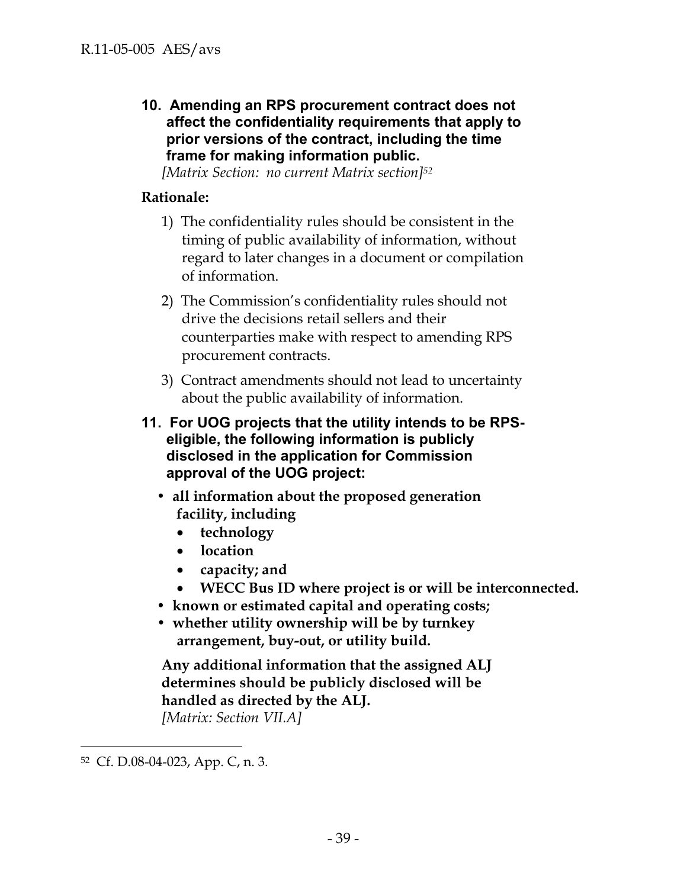**10. Amending an RPS procurement contract does not affect the confidentiality requirements that apply to prior versions of the contract, including the time frame for making information public.**

*[Matrix Section: no current Matrix section]*[52]

**Rationale:**

1) The confidentiality rules should be consistent in the timing of public availability of information, without regard to later changes in a document or compilation of information.

2) The Commission's confidentiality rules should not drive the decisions retail sellers and their counterparties make with respect to amending RPS procurement contracts.

3) Contract amendments should not lead to uncertainty about the public availability of information.

**11. For UOG projects that the utility intends to be RPS-eligible, the following information is publicly disclosed in the application for Commission approval of the UOG project:**

- **all information about the proposed generation facility, including**
  - **technology**
  - **location**
  - **capacity; and**
  - **WECC Bus ID where project is or will be interconnected.**
- **known or estimated capital and operating costs;**
- **whether utility ownership will be by turnkey arrangement, buy-out, or utility build.**

**Any additional information that the assigned ALJ determines should be publicly disclosed will be handled as directed by the ALJ.**

*[Matrix: Section VII.A]*

---

[52] Cf. D.08-04-023, App. C, n. 3.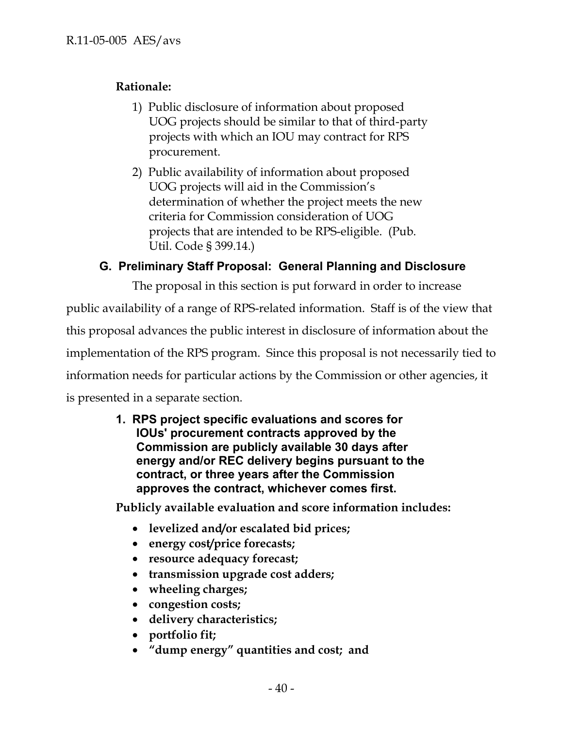**Rationale:**

1) Public disclosure of information about proposed UOG projects should be similar to that of third-party projects with which an IOU may contract for RPS procurement.

2) Public availability of information about proposed UOG projects will aid in the Commission's determination of whether the project meets the new criteria for Commission consideration of UOG projects that are intended to be RPS-eligible. (Pub. Util. Code § 399.14.)

### G. Preliminary Staff Proposal: General Planning and Disclosure

The proposal in this section is put forward in order to increase public availability of a range of RPS-related information. Staff is of the view that this proposal advances the public interest in disclosure of information about the implementation of the RPS program. Since this proposal is not necessarily tied to information needs for particular actions by the Commission or other agencies, it is presented in a separate section.

#### 1. RPS project specific evaluations and scores for IOUs' procurement contracts approved by the Commission are publicly available 30 days after energy and/or REC delivery begins pursuant to the contract, or three years after the Commission approves the contract, whichever comes first.

**Publicly available evaluation and score information includes:**

- **levelized and/or escalated bid prices;**
- **energy cost/price forecasts;**
- **resource adequacy forecast;**
- **transmission upgrade cost adders;**
- **wheeling charges;**
- **congestion costs;**
- **delivery characteristics;**
- **portfolio fit;**
- **"dump energy" quantities and cost; and**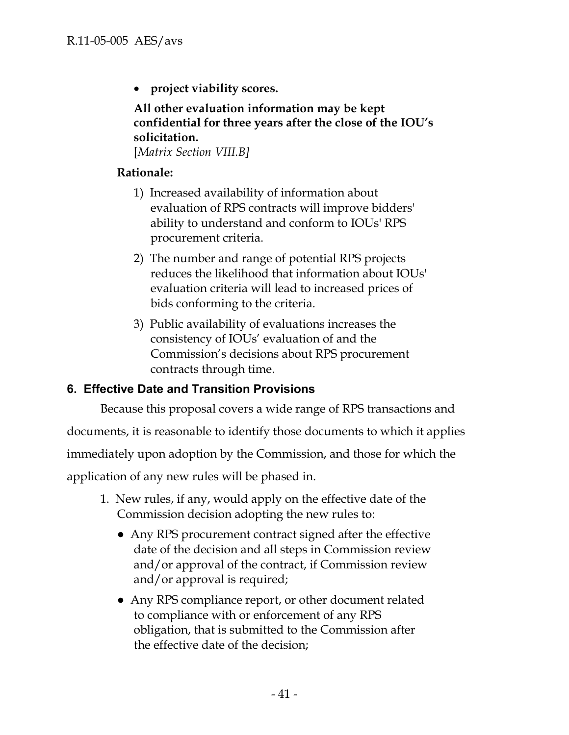- **project viability scores.**

**All other evaluation information may be kept confidential for three years after the close of the IOU's solicitation.**
[*Matrix Section VIII.B]*

**Rationale:**

1) Increased availability of information about evaluation of RPS contracts will improve bidders' ability to understand and conform to IOUs' RPS procurement criteria.
2) The number and range of potential RPS projects reduces the likelihood that information about IOUs' evaluation criteria will lead to increased prices of bids conforming to the criteria.
3) Public availability of evaluations increases the consistency of IOUs' evaluation of and the Commission's decisions about RPS procurement contracts through time.

## 6. Effective Date and Transition Provisions

Because this proposal covers a wide range of RPS transactions and documents, it is reasonable to identify those documents to which it applies immediately upon adoption by the Commission, and those for which the application of any new rules will be phased in.

1. New rules, if any, would apply on the effective date of the Commission decision adopting the new rules to:
   - Any RPS procurement contract signed after the effective date of the decision and all steps in Commission review and/or approval of the contract, if Commission review and/or approval is required;
   - Any RPS compliance report, or other document related to compliance with or enforcement of any RPS obligation, that is submitted to the Commission after the effective date of the decision;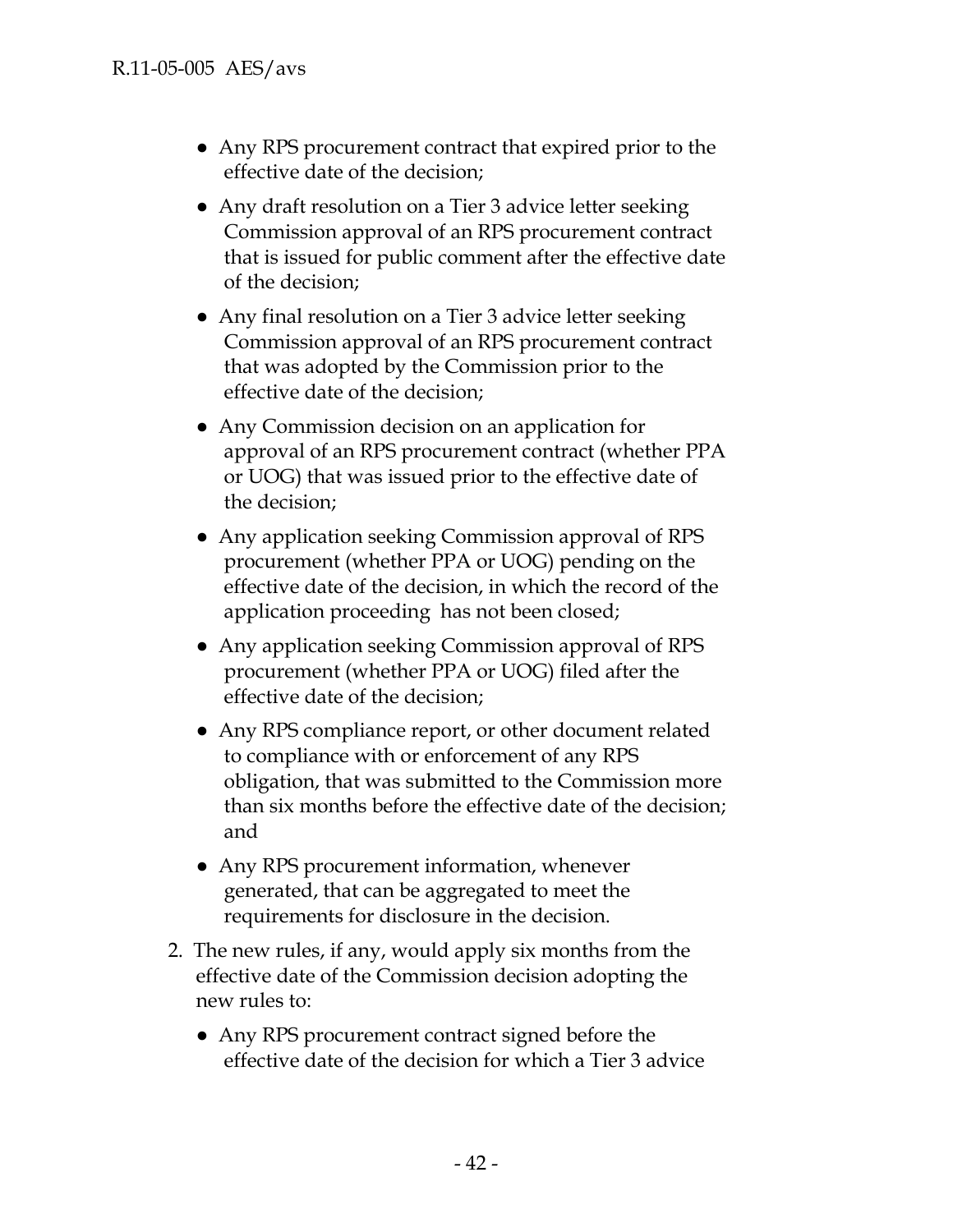- Any RPS procurement contract that expired prior to the effective date of the decision;
- Any draft resolution on a Tier 3 advice letter seeking Commission approval of an RPS procurement contract that is issued for public comment after the effective date of the decision;
- Any final resolution on a Tier 3 advice letter seeking Commission approval of an RPS procurement contract that was adopted by the Commission prior to the effective date of the decision;
- Any Commission decision on an application for approval of an RPS procurement contract (whether PPA or UOG) that was issued prior to the effective date of the decision;
- Any application seeking Commission approval of RPS procurement (whether PPA or UOG) pending on the effective date of the decision, in which the record of the application proceeding has not been closed;
- Any application seeking Commission approval of RPS procurement (whether PPA or UOG) filed after the effective date of the decision;
- Any RPS compliance report, or other document related to compliance with or enforcement of any RPS obligation, that was submitted to the Commission more than six months before the effective date of the decision; and
- Any RPS procurement information, whenever generated, that can be aggregated to meet the requirements for disclosure in the decision.

2. The new rules, if any, would apply six months from the effective date of the Commission decision adopting the new rules to:
   - Any RPS procurement contract signed before the effective date of the decision for which a Tier 3 advice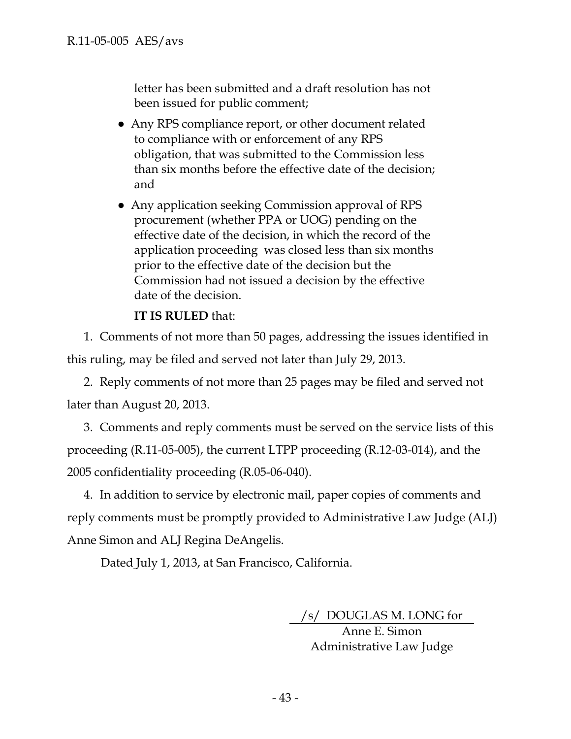letter has been submitted and a draft resolution has not been issued for public comment;

- Any RPS compliance report, or other document related to compliance with or enforcement of any RPS obligation, that was submitted to the Commission less than six months before the effective date of the decision; and
- Any application seeking Commission approval of RPS procurement (whether PPA or UOG) pending on the effective date of the decision, in which the record of the application proceeding was closed less than six months prior to the effective date of the decision but the Commission had not issued a decision by the effective date of the decision.

**IT IS RULED** that:

1. Comments of not more than 50 pages, addressing the issues identified in this ruling, may be filed and served not later than July 29, 2013.

2. Reply comments of not more than 25 pages may be filed and served not later than August 20, 2013.

3. Comments and reply comments must be served on the service lists of this proceeding (R.11-05-005), the current LTPP proceeding (R.12-03-014), and the 2005 confidentiality proceeding (R.05-06-040).

4. In addition to service by electronic mail, paper copies of comments and reply comments must be promptly provided to Administrative Law Judge (ALJ) Anne Simon and ALJ Regina DeAngelis.

Dated July 1, 2013, at San Francisco, California.

/s/ DOUGLAS M. LONG for
Anne E. Simon
Administrative Law Judge